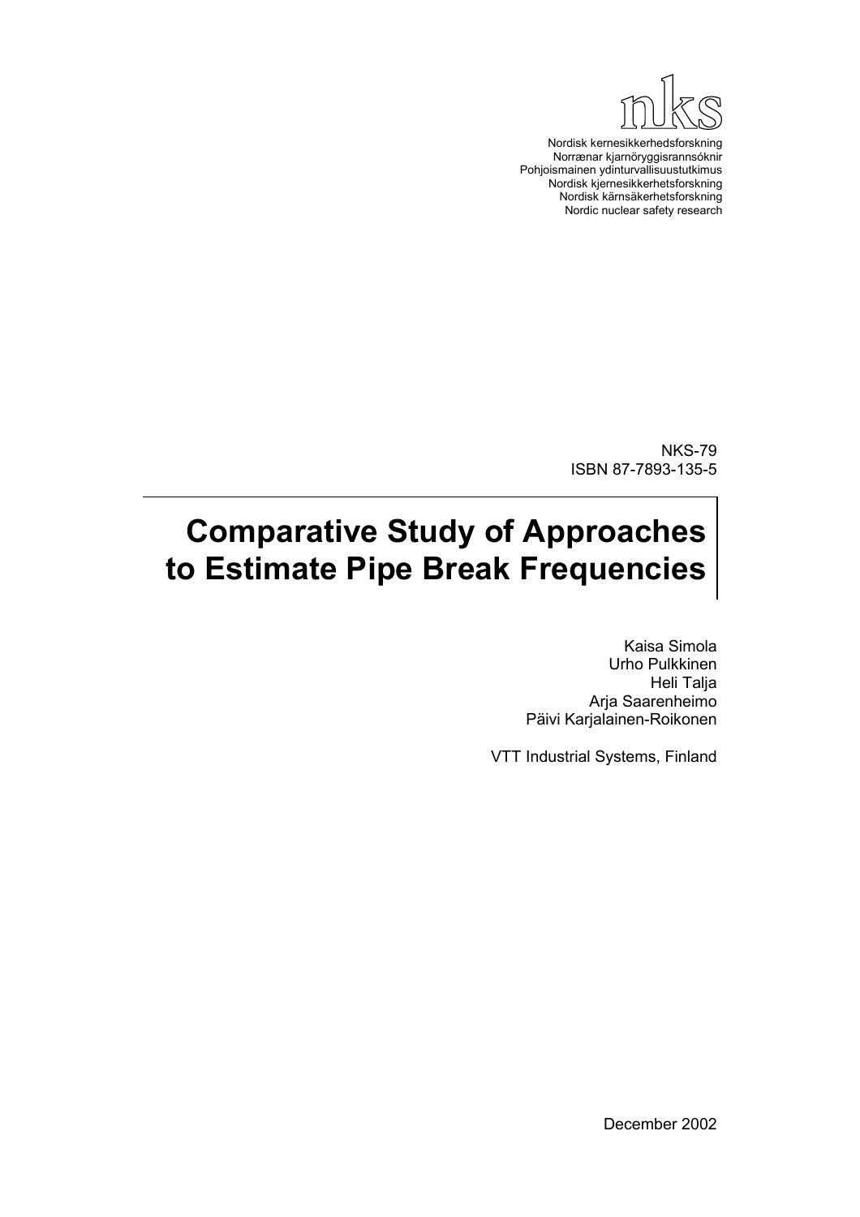nks

Nordisk kernesikkerhedsforskning
Norrænar kjarnöryggisrannsóknir
Pohjoismainen ydinturvallisuustutkimus
Nordisk kjernesikkerhetsforskning
Nordisk kärnsäkerhetsforskning
Nordic nuclear safety research

NKS-79
ISBN 87-7893-135-5

# Comparative Study of Approaches to Estimate Pipe Break Frequencies

Kaisa Simola
Urho Pulkkinen
Heli Talja
Arja Saarenheimo
Päivi Karjalainen-Roikonen

VTT Industrial Systems, Finland

December 2002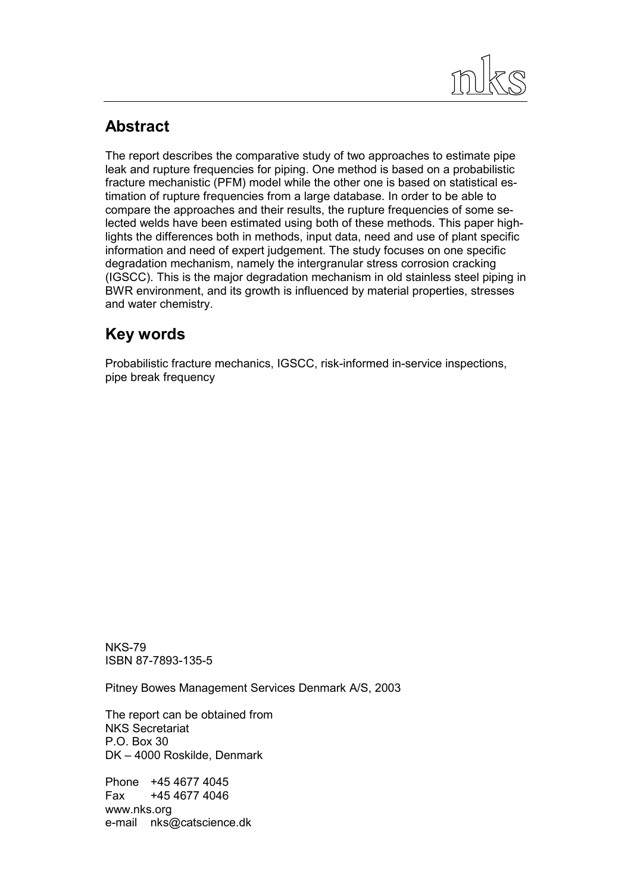## Abstract

The report describes the comparative study of two approaches to estimate pipe leak and rupture frequencies for piping. One method is based on a probabilistic fracture mechanistic (PFM) model while the other one is based on statistical estimation of rupture frequencies from a large database. In order to be able to compare the approaches and their results, the rupture frequencies of some selected welds have been estimated using both of these methods. This paper highlights the differences both in methods, input data, need and use of plant specific information and need of expert judgement. The study focuses on one specific degradation mechanism, namely the intergranular stress corrosion cracking (IGSCC). This is the major degradation mechanism in old stainless steel piping in BWR environment, and its growth is influenced by material properties, stresses and water chemistry.

## Key words

Probabilistic fracture mechanics, IGSCC, risk-informed in-service inspections, pipe break frequency

NKS-79
ISBN 87-7893-135-5

Pitney Bowes Management Services Denmark A/S, 2003

The report can be obtained from
NKS Secretariat
P.O. Box 30
DK – 4000 Roskilde, Denmark

Phone +45 4677 4045
Fax +45 4677 4046
www.nks.org
e-mail nks@catscience.dk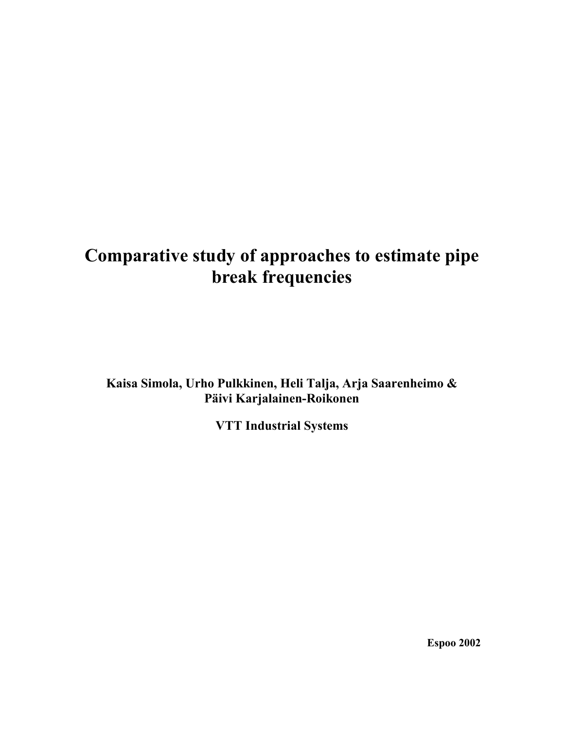# Comparative study of approaches to estimate pipe break frequencies

**Kaisa Simola, Urho Pulkkinen, Heli Talja, Arja Saarenheimo & Päivi Karjalainen-Roikonen**

**VTT Industrial Systems**

**Espoo 2002**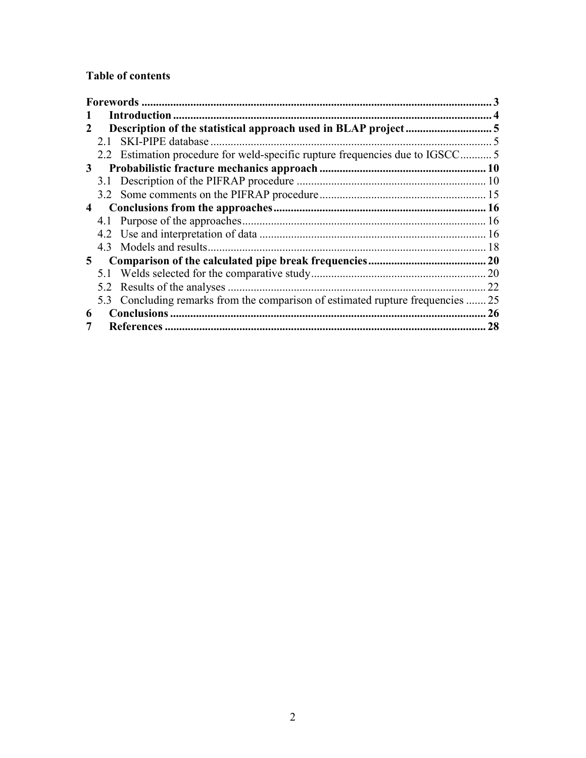### Table of contents

**Forewords** ........................................................................................................................ 3

**1 Introduction** ............................................................................................................. 4

**2 Description of the statistical approach used in BLAP project** .............................. 5

2.1 SKI-PIPE database .................................................................................................. 5

2.2 Estimation procedure for weld-specific rupture frequencies due to IGSCC........... 5

**3 Probabilistic fracture mechanics approach** .......................................................... 10

3.1 Description of the PIFRAP procedure .................................................................. 10

3.2 Some comments on the PIFRAP procedure.......................................................... 15

**4 Conclusions from the approaches** .......................................................................... 16

4.1 Purpose of the approaches..................................................................................... 16

4.2 Use and interpretation of data ............................................................................... 16

4.3 Models and results................................................................................................. 18

**5 Comparison of the calculated pipe break frequencies** ......................................... 20

5.1 Welds selected for the comparative study............................................................. 20

5.2 Results of the analyses .......................................................................................... 22

5.3 Concluding remarks from the comparison of estimated rupture frequencies ....... 25

**6 Conclusions** ............................................................................................................. 26

**7 References** ............................................................................................................... 28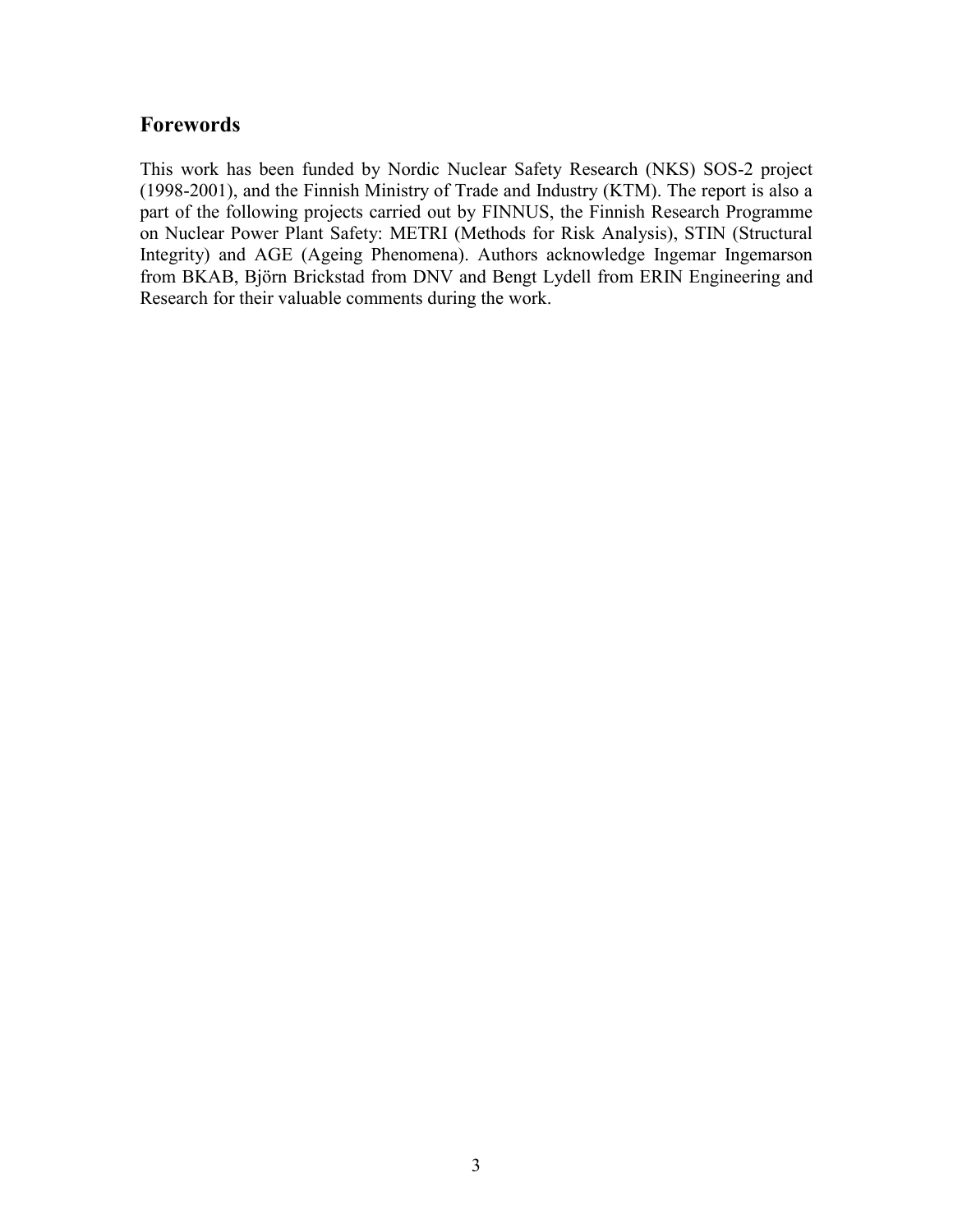## Forewords

This work has been funded by Nordic Nuclear Safety Research (NKS) SOS-2 project (1998-2001), and the Finnish Ministry of Trade and Industry (KTM). The report is also a part of the following projects carried out by FINNUS, the Finnish Research Programme on Nuclear Power Plant Safety: METRI (Methods for Risk Analysis), STIN (Structural Integrity) and AGE (Ageing Phenomena). Authors acknowledge Ingemar Ingemarson from BKAB, Björn Brickstad from DNV and Bengt Lydell from ERIN Engineering and Research for their valuable comments during the work.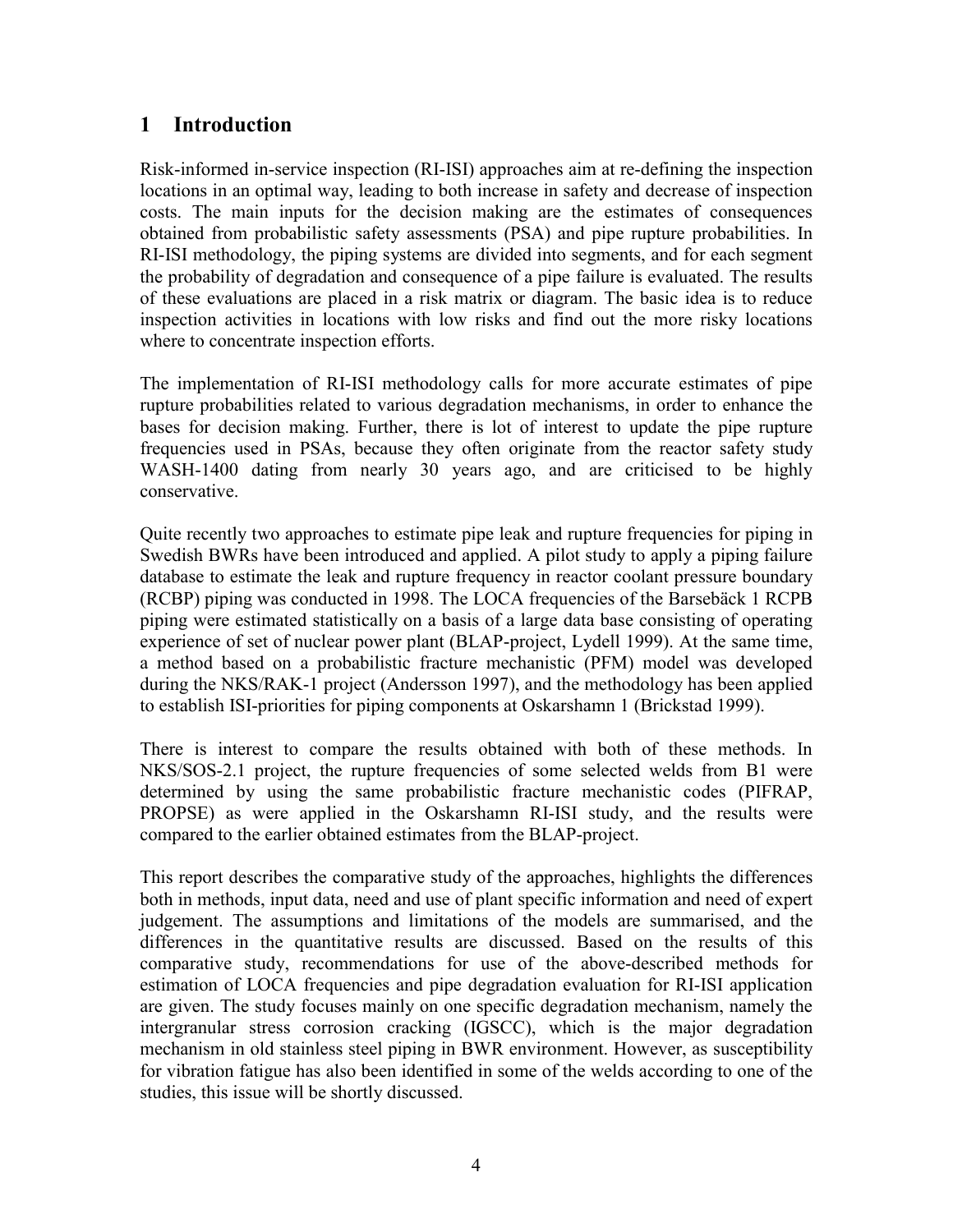# 1 Introduction

Risk-informed in-service inspection (RI-ISI) approaches aim at re-defining the inspection locations in an optimal way, leading to both increase in safety and decrease of inspection costs. The main inputs for the decision making are the estimates of consequences obtained from probabilistic safety assessments (PSA) and pipe rupture probabilities. In RI-ISI methodology, the piping systems are divided into segments, and for each segment the probability of degradation and consequence of a pipe failure is evaluated. The results of these evaluations are placed in a risk matrix or diagram. The basic idea is to reduce inspection activities in locations with low risks and find out the more risky locations where to concentrate inspection efforts.

The implementation of RI-ISI methodology calls for more accurate estimates of pipe rupture probabilities related to various degradation mechanisms, in order to enhance the bases for decision making. Further, there is lot of interest to update the pipe rupture frequencies used in PSAs, because they often originate from the reactor safety study WASH-1400 dating from nearly 30 years ago, and are criticised to be highly conservative.

Quite recently two approaches to estimate pipe leak and rupture frequencies for piping in Swedish BWRs have been introduced and applied. A pilot study to apply a piping failure database to estimate the leak and rupture frequency in reactor coolant pressure boundary (RCBP) piping was conducted in 1998. The LOCA frequencies of the Barsebäck 1 RCPB piping were estimated statistically on a basis of a large data base consisting of operating experience of set of nuclear power plant (BLAP-project, Lydell 1999). At the same time, a method based on a probabilistic fracture mechanistic (PFM) model was developed during the NKS/RAK-1 project (Andersson 1997), and the methodology has been applied to establish ISI-priorities for piping components at Oskarshamn 1 (Brickstad 1999).

There is interest to compare the results obtained with both of these methods. In NKS/SOS-2.1 project, the rupture frequencies of some selected welds from B1 were determined by using the same probabilistic fracture mechanistic codes (PIFRAP, PROPSE) as were applied in the Oskarshamn RI-ISI study, and the results were compared to the earlier obtained estimates from the BLAP-project.

This report describes the comparative study of the approaches, highlights the differences both in methods, input data, need and use of plant specific information and need of expert judgement. The assumptions and limitations of the models are summarised, and the differences in the quantitative results are discussed. Based on the results of this comparative study, recommendations for use of the above-described methods for estimation of LOCA frequencies and pipe degradation evaluation for RI-ISI application are given. The study focuses mainly on one specific degradation mechanism, namely the intergranular stress corrosion cracking (IGSCC), which is the major degradation mechanism in old stainless steel piping in BWR environment. However, as susceptibility for vibration fatigue has also been identified in some of the welds according to one of the studies, this issue will be shortly discussed.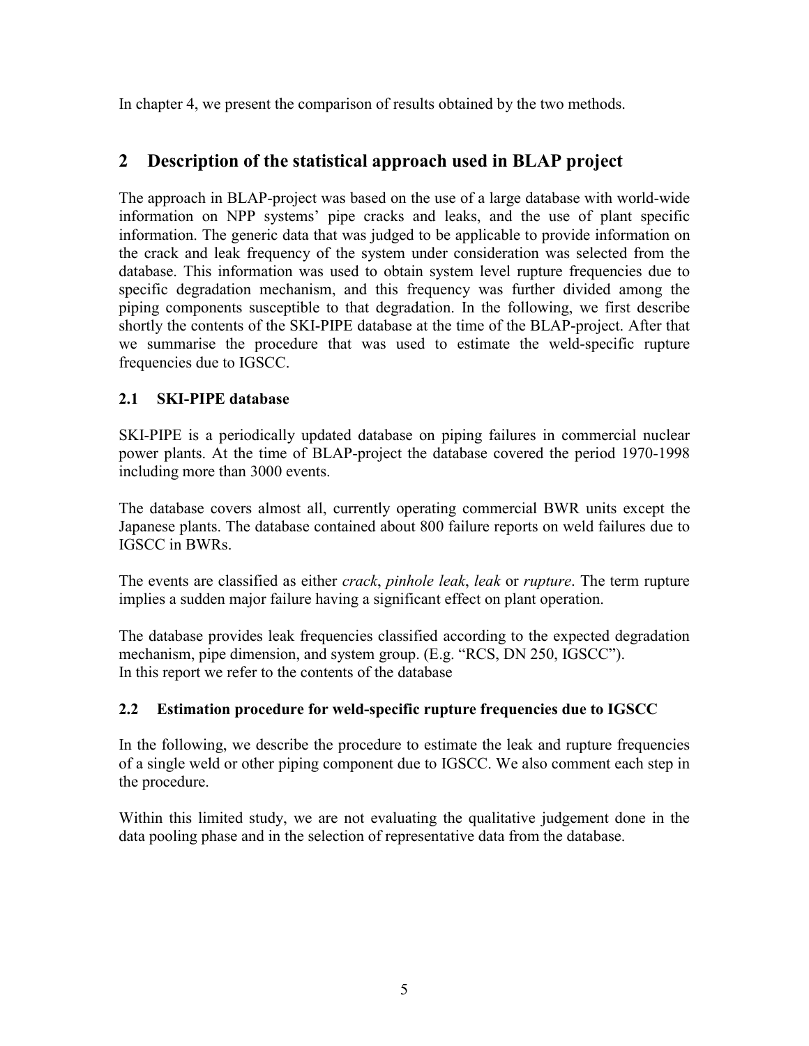In chapter 4, we present the comparison of results obtained by the two methods.

## 2 Description of the statistical approach used in BLAP project

The approach in BLAP-project was based on the use of a large database with world-wide information on NPP systems' pipe cracks and leaks, and the use of plant specific information. The generic data that was judged to be applicable to provide information on the crack and leak frequency of the system under consideration was selected from the database. This information was used to obtain system level rupture frequencies due to specific degradation mechanism, and this frequency was further divided among the piping components susceptible to that degradation. In the following, we first describe shortly the contents of the SKI-PIPE database at the time of the BLAP-project. After that we summarise the procedure that was used to estimate the weld-specific rupture frequencies due to IGSCC.

### 2.1 SKI-PIPE database

SKI-PIPE is a periodically updated database on piping failures in commercial nuclear power plants. At the time of BLAP-project the database covered the period 1970-1998 including more than 3000 events.

The database covers almost all, currently operating commercial BWR units except the Japanese plants. The database contained about 800 failure reports on weld failures due to IGSCC in BWRs.

The events are classified as either *crack*, *pinhole leak*, *leak* or *rupture*. The term rupture implies a sudden major failure having a significant effect on plant operation.

The database provides leak frequencies classified according to the expected degradation mechanism, pipe dimension, and system group. (E.g. "RCS, DN 250, IGSCC").
In this report we refer to the contents of the database

### 2.2 Estimation procedure for weld-specific rupture frequencies due to IGSCC

In the following, we describe the procedure to estimate the leak and rupture frequencies of a single weld or other piping component due to IGSCC. We also comment each step in the procedure.

Within this limited study, we are not evaluating the qualitative judgement done in the data pooling phase and in the selection of representative data from the database.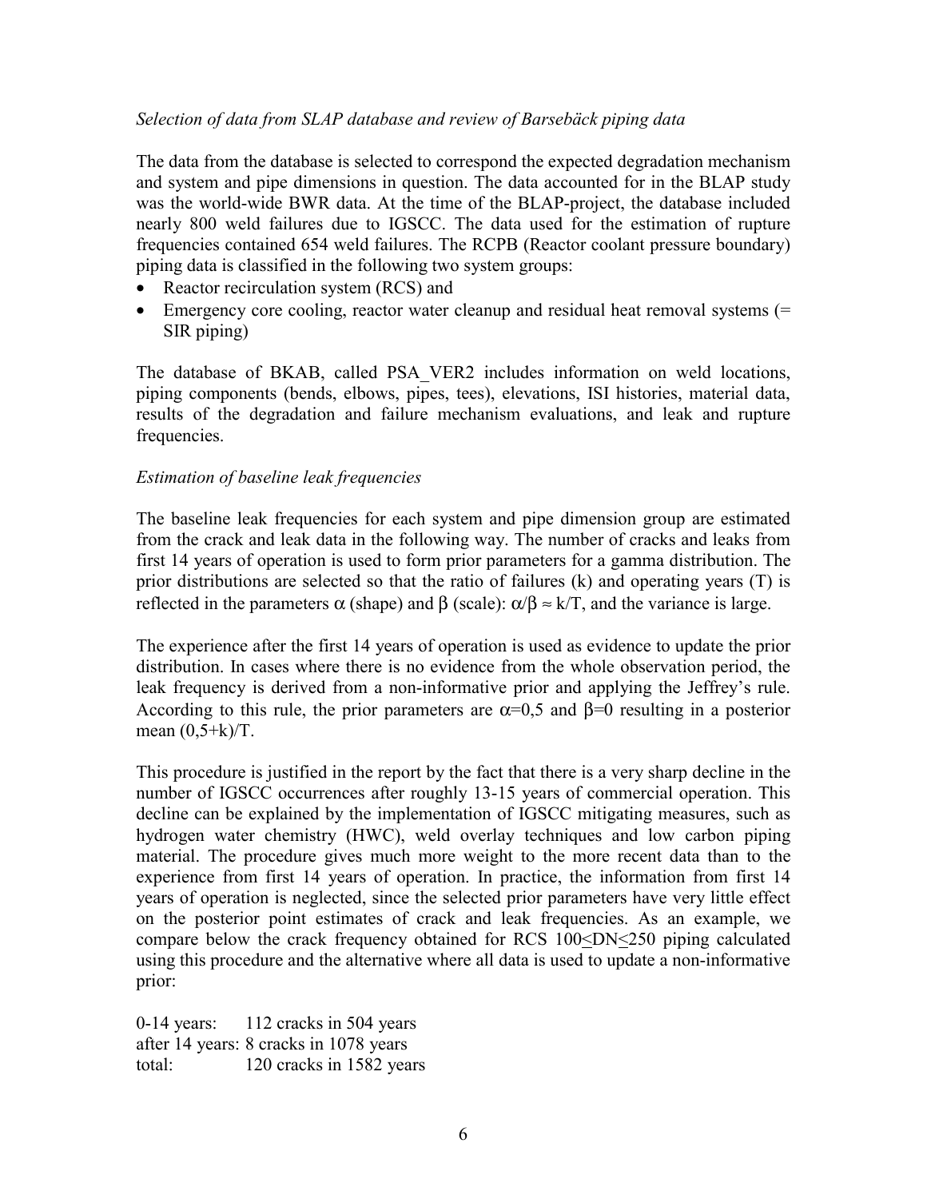*Selection of data from SLAP database and review of Barsebäck piping data*

The data from the database is selected to correspond the expected degradation mechanism and system and pipe dimensions in question. The data accounted for in the BLAP study was the world-wide BWR data. At the time of the BLAP-project, the database included nearly 800 weld failures due to IGSCC. The data used for the estimation of rupture frequencies contained 654 weld failures. The RCPB (Reactor coolant pressure boundary) piping data is classified in the following two system groups:

- Reactor recirculation system (RCS) and
- Emergency core cooling, reactor water cleanup and residual heat removal systems (= SIR piping)

The database of BKAB, called PSA_VER2 includes information on weld locations, piping components (bends, elbows, pipes, tees), elevations, ISI histories, material data, results of the degradation and failure mechanism evaluations, and leak and rupture frequencies.

*Estimation of baseline leak frequencies*

The baseline leak frequencies for each system and pipe dimension group are estimated from the crack and leak data in the following way. The number of cracks and leaks from first 14 years of operation is used to form prior parameters for a gamma distribution. The prior distributions are selected so that the ratio of failures (k) and operating years (T) is reflected in the parameters $\alpha$ (shape) and $\beta$ (scale): $\alpha/\beta \approx k/T$, and the variance is large.

The experience after the first 14 years of operation is used as evidence to update the prior distribution. In cases where there is no evidence from the whole observation period, the leak frequency is derived from a non-informative prior and applying the Jeffrey's rule. According to this rule, the prior parameters are $\alpha$=0,5 and $\beta$=0 resulting in a posterior mean $(0{,}5+k)/T$.

This procedure is justified in the report by the fact that there is a very sharp decline in the number of IGSCC occurrences after roughly 13-15 years of commercial operation. This decline can be explained by the implementation of IGSCC mitigating measures, such as hydrogen water chemistry (HWC), weld overlay techniques and low carbon piping material. The procedure gives much more weight to the more recent data than to the experience from first 14 years of operation. In practice, the information from first 14 years of operation is neglected, since the selected prior parameters have very little effect on the posterior point estimates of crack and leak frequencies. As an example, we compare below the crack frequency obtained for RCS $100 \leq DN \leq 250$ piping calculated using this procedure and the alternative where all data is used to update a non-informative prior:

0-14 years: 112 cracks in 504 years  
after 14 years: 8 cracks in 1078 years  
total: 120 cracks in 1582 years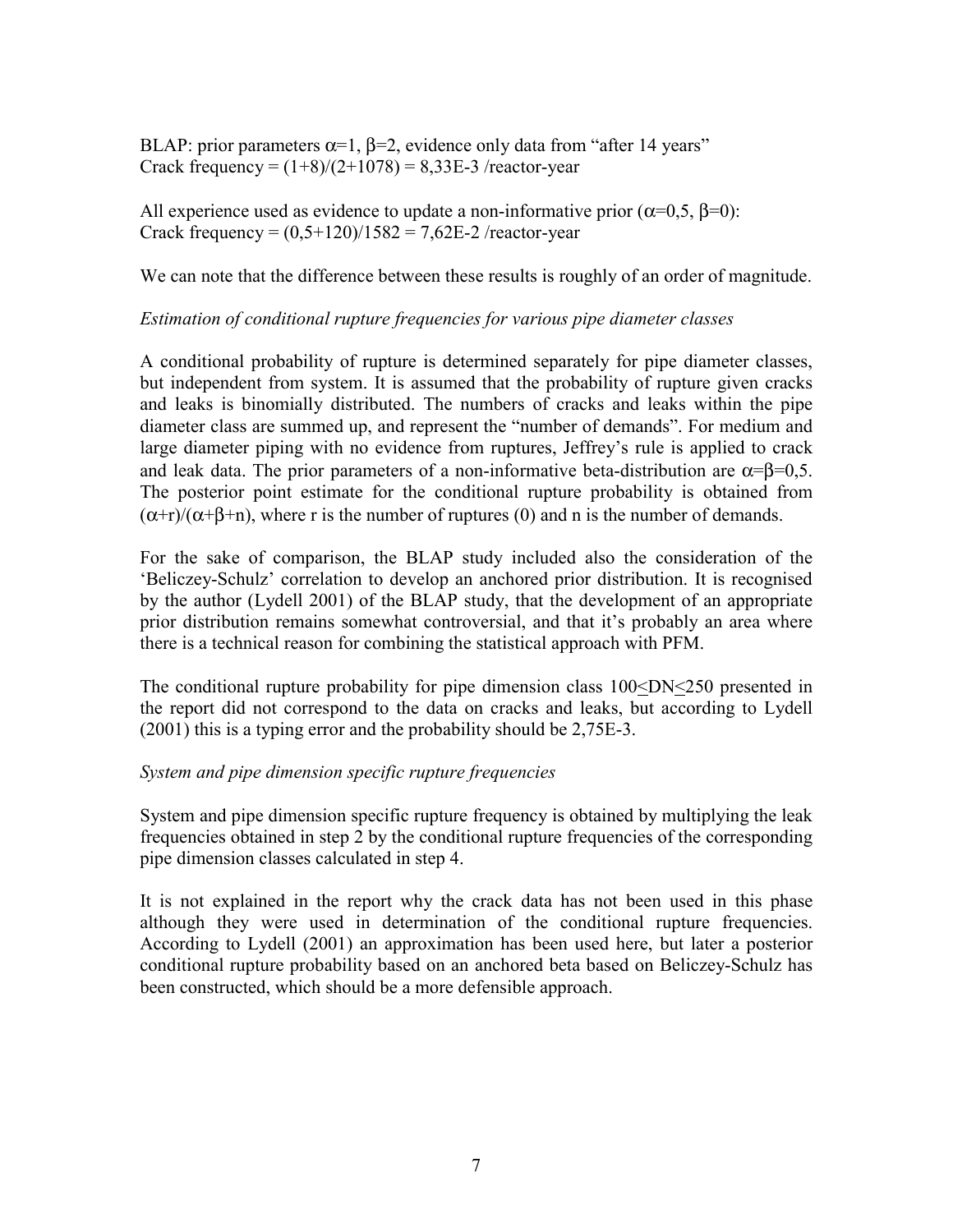BLAP: prior parameters $\alpha=1$, $\beta=2$, evidence only data from "after 14 years"
Crack frequency = $(1+8)/(2+1078) = 8{,}33\text{E-}3$ /reactor-year

All experience used as evidence to update a non-informative prior ($\alpha=0{,}5$, $\beta=0$):
Crack frequency = $(0{,}5+120)/1582 = 7{,}62\text{E-}2$ /reactor-year

We can note that the difference between these results is roughly of an order of magnitude.

*Estimation of conditional rupture frequencies for various pipe diameter classes*

A conditional probability of rupture is determined separately for pipe diameter classes, but independent from system. It is assumed that the probability of rupture given cracks and leaks is binomially distributed. The numbers of cracks and leaks within the pipe diameter class are summed up, and represent the "number of demands". For medium and large diameter piping with no evidence from ruptures, Jeffrey's rule is applied to crack and leak data. The prior parameters of a non-informative beta-distribution are $\alpha=\beta=0{,}5$. The posterior point estimate for the conditional rupture probability is obtained from $(\alpha+r)/(\alpha+\beta+n)$, where r is the number of ruptures (0) and n is the number of demands.

For the sake of comparison, the BLAP study included also the consideration of the 'Beliczey-Schulz' correlation to develop an anchored prior distribution. It is recognised by the author (Lydell 2001) of the BLAP study, that the development of an appropriate prior distribution remains somewhat controversial, and that it's probably an area where there is a technical reason for combining the statistical approach with PFM.

The conditional rupture probability for pipe dimension class $100 \leq DN \leq 250$ presented in the report did not correspond to the data on cracks and leaks, but according to Lydell (2001) this is a typing error and the probability should be 2,75E-3.

*System and pipe dimension specific rupture frequencies*

System and pipe dimension specific rupture frequency is obtained by multiplying the leak frequencies obtained in step 2 by the conditional rupture frequencies of the corresponding pipe dimension classes calculated in step 4.

It is not explained in the report why the crack data has not been used in this phase although they were used in determination of the conditional rupture frequencies. According to Lydell (2001) an approximation has been used here, but later a posterior conditional rupture probability based on an anchored beta based on Beliczey-Schulz has been constructed, which should be a more defensible approach.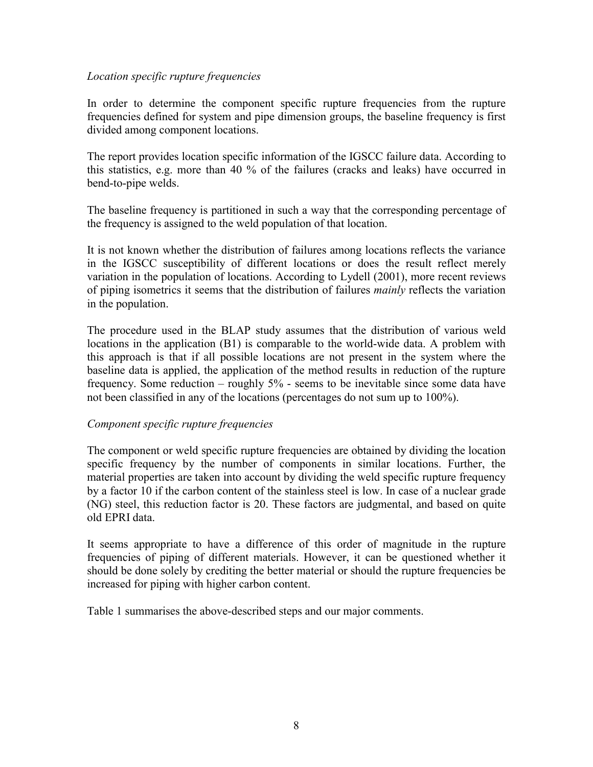*Location specific rupture frequencies*

In order to determine the component specific rupture frequencies from the rupture frequencies defined for system and pipe dimension groups, the baseline frequency is first divided among component locations.

The report provides location specific information of the IGSCC failure data. According to this statistics, e.g. more than 40 % of the failures (cracks and leaks) have occurred in bend-to-pipe welds.

The baseline frequency is partitioned in such a way that the corresponding percentage of the frequency is assigned to the weld population of that location.

It is not known whether the distribution of failures among locations reflects the variance in the IGSCC susceptibility of different locations or does the result reflect merely variation in the population of locations. According to Lydell (2001), more recent reviews of piping isometrics it seems that the distribution of failures *mainly* reflects the variation in the population.

The procedure used in the BLAP study assumes that the distribution of various weld locations in the application (B1) is comparable to the world-wide data. A problem with this approach is that if all possible locations are not present in the system where the baseline data is applied, the application of the method results in reduction of the rupture frequency. Some reduction – roughly 5% - seems to be inevitable since some data have not been classified in any of the locations (percentages do not sum up to 100%).

*Component specific rupture frequencies*

The component or weld specific rupture frequencies are obtained by dividing the location specific frequency by the number of components in similar locations. Further, the material properties are taken into account by dividing the weld specific rupture frequency by a factor 10 if the carbon content of the stainless steel is low. In case of a nuclear grade (NG) steel, this reduction factor is 20. These factors are judgmental, and based on quite old EPRI data.

It seems appropriate to have a difference of this order of magnitude in the rupture frequencies of piping of different materials. However, it can be questioned whether it should be done solely by crediting the better material or should the rupture frequencies be increased for piping with higher carbon content.

Table 1 summarises the above-described steps and our major comments.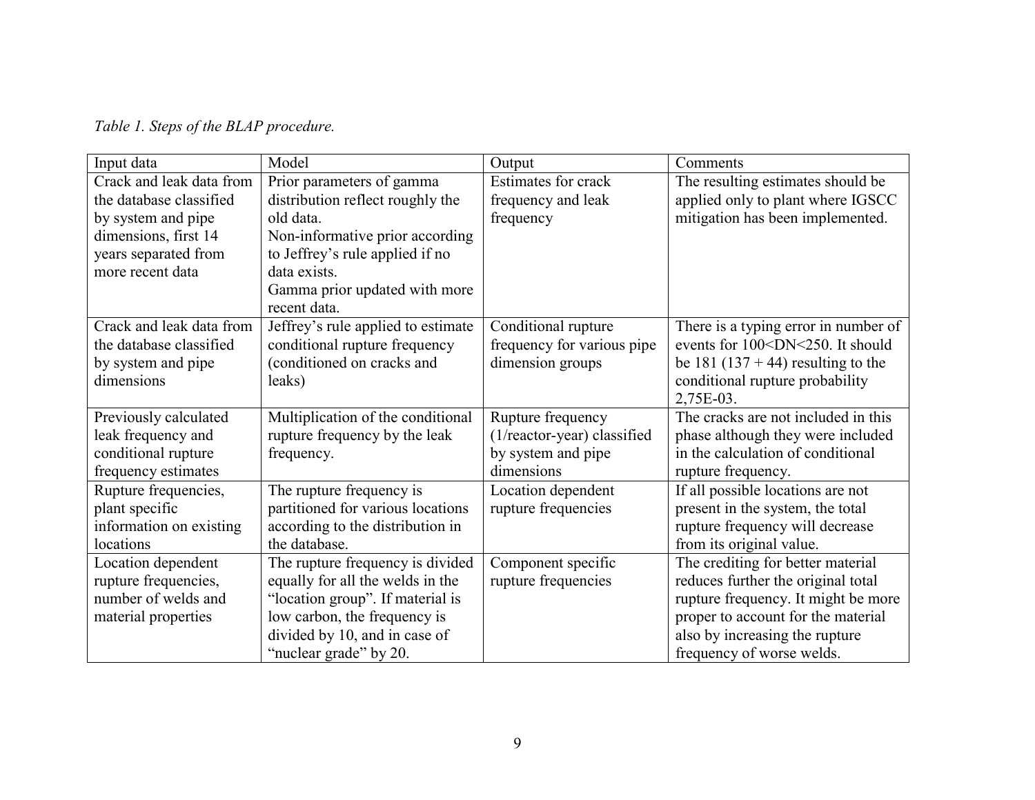*Table 1. Steps of the BLAP procedure.*

| Input data | Model | Output | Comments |
|---|---|---|---|
| Crack and leak data from the database classified by system and pipe dimensions, first 14 years separated from more recent data | Prior parameters of gamma distribution reflect roughly the old data. Non-informative prior according to Jeffrey's rule applied if no data exists. Gamma prior updated with more recent data. | Estimates for crack frequency and leak frequency | The resulting estimates should be applied only to plant where IGSCC mitigation has been implemented. |
| Crack and leak data from the database classified by system and pipe dimensions | Jeffrey's rule applied to estimate conditional rupture frequency (conditioned on cracks and leaks) | Conditional rupture frequency for various pipe dimension groups | There is a typing error in number of events for 100<DN<250. It should be 181 (137 + 44) resulting to the conditional rupture probability 2,75E-03. |
| Previously calculated leak frequency and conditional rupture frequency estimates | Multiplication of the conditional rupture frequency by the leak frequency. | Rupture frequency (1/reactor-year) classified by system and pipe dimensions | The cracks are not included in this phase although they were included in the calculation of conditional rupture frequency. |
| Rupture frequencies, plant specific information on existing locations | The rupture frequency is partitioned for various locations according to the distribution in the database. | Location dependent rupture frequencies | If all possible locations are not present in the system, the total rupture frequency will decrease from its original value. |
| Location dependent rupture frequencies, number of welds and material properties | The rupture frequency is divided equally for all the welds in the "location group". If material is low carbon, the frequency is divided by 10, and in case of "nuclear grade" by 20. | Component specific rupture frequencies | The crediting for better material reduces further the original total rupture frequency. It might be more proper to account for the material also by increasing the rupture frequency of worse welds. |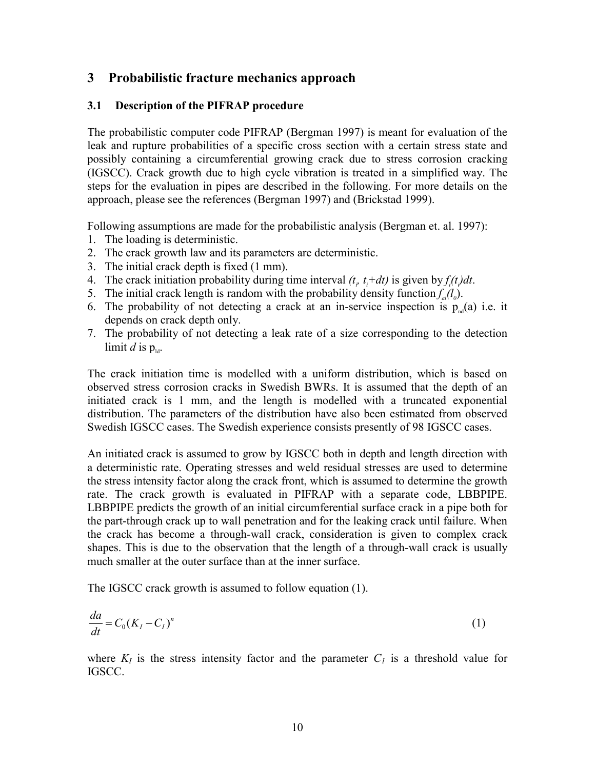# 3 Probabilistic fracture mechanics approach

## 3.1 Description of the PIFRAP procedure

The probabilistic computer code PIFRAP (Bergman 1997) is meant for evaluation of the leak and rupture probabilities of a specific cross section with a certain stress state and possibly containing a circumferential growing crack due to stress corrosion cracking (IGSCC). Crack growth due to high cycle vibration is treated in a simplified way. The steps for the evaluation in pipes are described in the following. For more details on the approach, please see the references (Bergman 1997) and (Brickstad 1999).

Following assumptions are made for the probabilistic analysis (Bergman et. al. 1997):

1. The loading is deterministic.
2. The crack growth law and its parameters are deterministic.
3. The initial crack depth is fixed (1 mm).
4. The crack initiation probability during time interval $(t_i, t_i+dt)$ is given by $f_i(t_i)dt$.
5. The initial crack length is random with the probability density function $f_{al}(l_0)$.
6. The probability of not detecting a crack at an in-service inspection is $p_{nd}(a)$ i.e. it depends on crack depth only.
7. The probability of not detecting a leak rate of a size corresponding to the detection limit $d$ is $p_{ld}$.

The crack initiation time is modelled with a uniform distribution, which is based on observed stress corrosion cracks in Swedish BWRs. It is assumed that the depth of an initiated crack is 1 mm, and the length is modelled with a truncated exponential distribution. The parameters of the distribution have also been estimated from observed Swedish IGSCC cases. The Swedish experience consists presently of 98 IGSCC cases.

An initiated crack is assumed to grow by IGSCC both in depth and length direction with a deterministic rate. Operating stresses and weld residual stresses are used to determine the stress intensity factor along the crack front, which is assumed to determine the growth rate. The crack growth is evaluated in PIFRAP with a separate code, LBBPIPE. LBBPIPE predicts the growth of an initial circumferential surface crack in a pipe both for the part-through crack up to wall penetration and for the leaking crack until failure. When the crack has become a through-wall crack, consideration is given to complex crack shapes. This is due to the observation that the length of a through-wall crack is usually much smaller at the outer surface than at the inner surface.

The IGSCC crack growth is assumed to follow equation (1).

$$\frac{da}{dt} = C_0 (K_I - C_I)^n \tag{1}$$

where $K_I$ is the stress intensity factor and the parameter $C_I$ is a threshold value for IGSCC.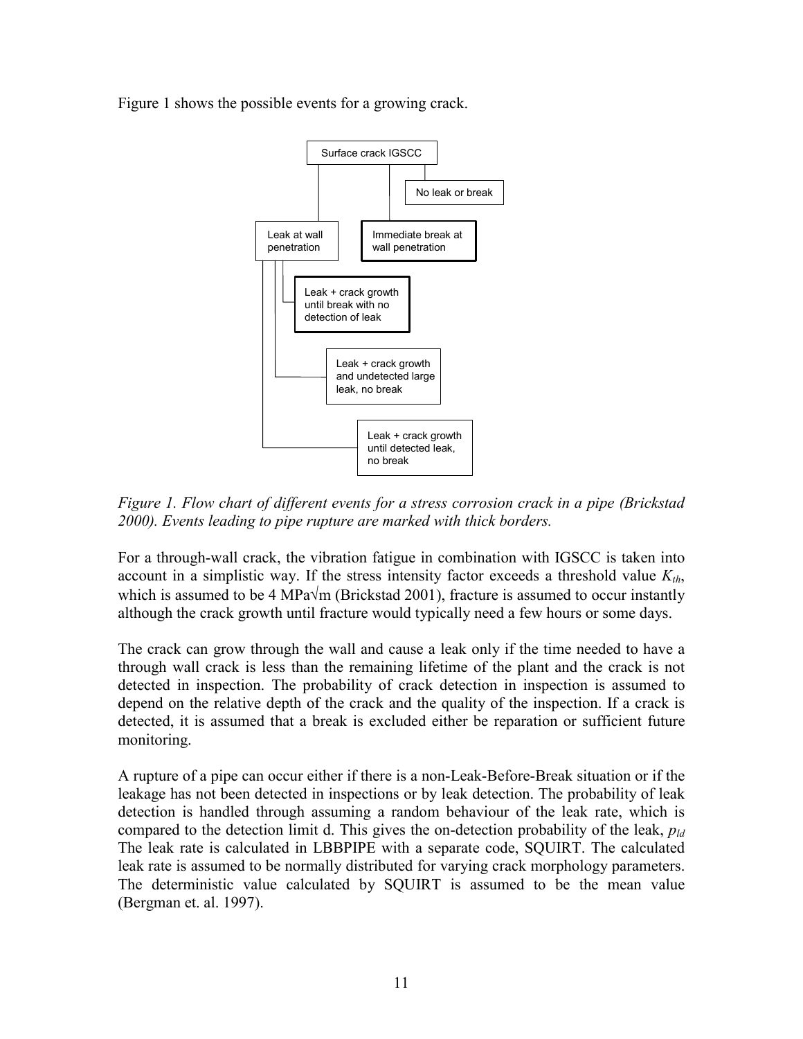Figure 1 shows the possible events for a growing crack.

Surface crack IGSCC

No leak or break

Leak at wall penetration

Immediate break at wall penetration

Leak + crack growth until break with no detection of leak

Leak + crack growth and undetected large leak, no break

Leak + crack growth until detected leak, no break

*Figure 1. Flow chart of different events for a stress corrosion crack in a pipe (Brickstad 2000). Events leading to pipe rupture are marked with thick borders.*

For a through-wall crack, the vibration fatigue in combination with IGSCC is taken into account in a simplistic way. If the stress intensity factor exceeds a threshold value $K_{th}$, which is assumed to be 4 MPa√m (Brickstad 2001), fracture is assumed to occur instantly although the crack growth until fracture would typically need a few hours or some days.

The crack can grow through the wall and cause a leak only if the time needed to have a through wall crack is less than the remaining lifetime of the plant and the crack is not detected in inspection. The probability of crack detection in inspection is assumed to depend on the relative depth of the crack and the quality of the inspection. If a crack is detected, it is assumed that a break is excluded either be reparation or sufficient future monitoring.

A rupture of a pipe can occur either if there is a non-Leak-Before-Break situation or if the leakage has not been detected in inspections or by leak detection. The probability of leak detection is handled through assuming a random behaviour of the leak rate, which is compared to the detection limit d. This gives the on-detection probability of the leak, $p_{ld}$ The leak rate is calculated in LBBPIPE with a separate code, SQUIRT. The calculated leak rate is assumed to be normally distributed for varying crack morphology parameters. The deterministic value calculated by SQUIRT is assumed to be the mean value (Bergman et. al. 1997).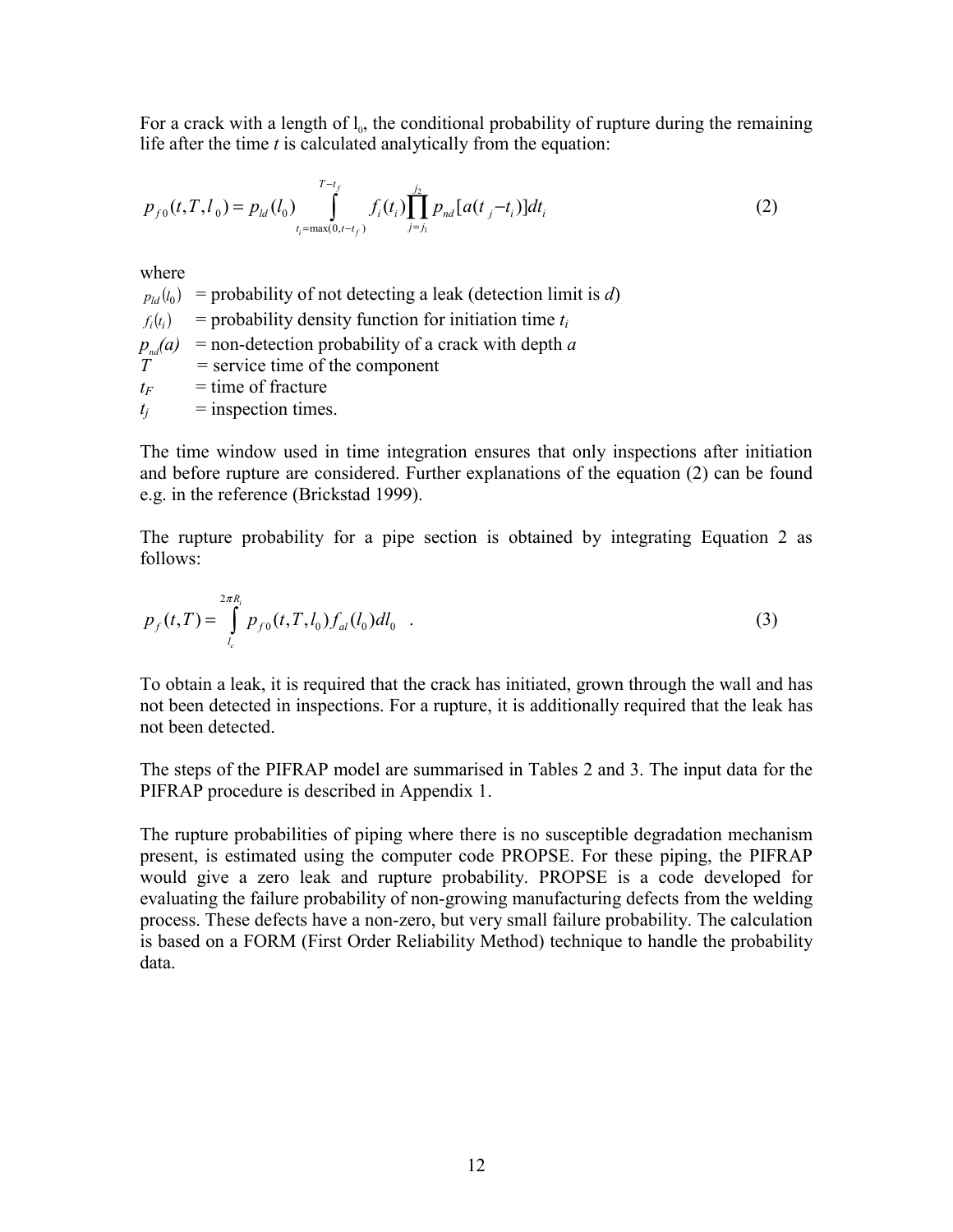For a crack with a length of $l_0$, the conditional probability of rupture during the remaining life after the time *t* is calculated analytically from the equation:

$$p_{f0}(t,T,l_0) = p_{ld}(l_0) \int_{t_i=\max(0,t-t_f)}^{T-t_f} f_i(t_i) \prod_{j=j_1}^{j_2} p_{nd}[a(t_j - t_i)] dt_i \tag{2}$$

where

$p_{ld}(l_0)$ = probability of not detecting a leak (detection limit is *d*)
$f_i(t_i)$ = probability density function for initiation time $t_i$
$p_{nd}(a)$ = non-detection probability of a crack with depth *a*
$T$ = service time of the component
$t_F$ = time of fracture
$t_j$ = inspection times.

The time window used in time integration ensures that only inspections after initiation and before rupture are considered. Further explanations of the equation (2) can be found e.g. in the reference (Brickstad 1999).

The rupture probability for a pipe section is obtained by integrating Equation 2 as follows:

$$p_f(t,T) = \int_{l_c}^{2\pi R_i} p_{f0}(t,T,l_0) f_{al}(l_0) dl_0 \quad . \tag{3}$$

To obtain a leak, it is required that the crack has initiated, grown through the wall and has not been detected in inspections. For a rupture, it is additionally required that the leak has not been detected.

The steps of the PIFRAP model are summarised in Tables 2 and 3. The input data for the PIFRAP procedure is described in Appendix 1.

The rupture probabilities of piping where there is no susceptible degradation mechanism present, is estimated using the computer code PROPSE. For these piping, the PIFRAP would give a zero leak and rupture probability. PROPSE is a code developed for evaluating the failure probability of non-growing manufacturing defects from the welding process. These defects have a non-zero, but very small failure probability. The calculation is based on a FORM (First Order Reliability Method) technique to handle the probability data.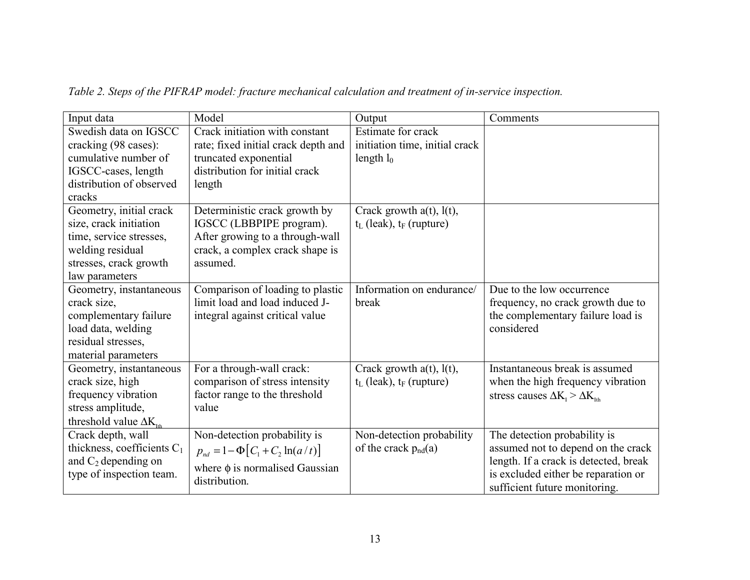*Table 2. Steps of the PIFRAP model: fracture mechanical calculation and treatment of in-service inspection.*

| Input data | Model | Output | Comments |
|---|---|---|---|
| Swedish data on IGSCC cracking (98 cases): cumulative number of IGSCC-cases, length distribution of observed cracks | Crack initiation with constant rate; fixed initial crack depth and truncated exponential distribution for initial crack length | Estimate for crack initiation time, initial crack length $l_0$ | |
| Geometry, initial crack size, crack initiation time, service stresses, welding residual stresses, crack growth law parameters | Deterministic crack growth by IGSCC (LBBPIPE program). After growing to a through-wall crack, a complex crack shape is assumed. | Crack growth a(t), l(t), $t_L$ (leak), $t_F$ (rupture) | |
| Geometry, instantaneous crack size, complementary failure load data, welding residual stresses, material parameters | Comparison of loading to plastic limit load and load induced J-integral against critical value | Information on endurance/ break | Due to the low occurrence frequency, no crack growth due to the complementary failure load is considered |
| Geometry, instantaneous crack size, high frequency vibration stress amplitude, threshold value $\Delta K_{Ith}$ | For a through-wall crack: comparison of stress intensity factor range to the threshold value | Crack growth a(t), l(t), $t_L$ (leak), $t_F$ (rupture) | Instantaneous break is assumed when the high frequency vibration stress causes $\Delta K_I > \Delta K_{Ith}$ |
| Crack depth, wall thickness, coefficients $C_1$ and $C_2$ depending on type of inspection team. | Non-detection probability is $p_{nd} = 1 - \Phi\left[C_1 + C_2 \ln(a/t)\right]$ where $\phi$ is normalised Gaussian distribution. | Non-detection probability of the crack $p_{nd}(a)$ | The detection probability is assumed not to depend on the crack length. If a crack is detected, break is excluded either be reparation or sufficient future monitoring. |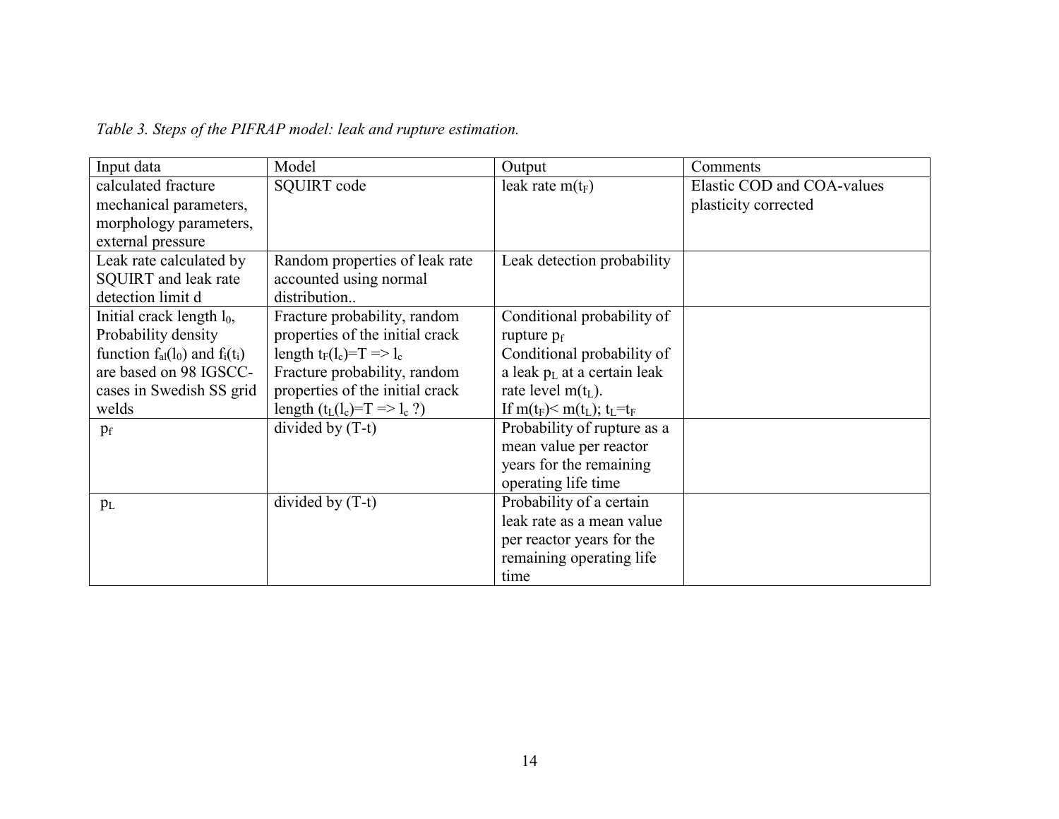*Table 3. Steps of the PIFRAP model: leak and rupture estimation.*

| Input data | Model | Output | Comments |
|---|---|---|---|
| calculated fracture mechanical parameters, morphology parameters, external pressure | SQUIRT code | leak rate $m(t_F)$ | Elastic COD and COA-values plasticity corrected |
| Leak rate calculated by SQUIRT and leak rate detection limit d | Random properties of leak rate accounted using normal distribution.. | Leak detection probability | |
| Initial crack length $l_0$, Probability density function $f_{al}(l_0)$ and $f_i(t_i)$ are based on 98 IGSCC-cases in Swedish SS grid welds | Fracture probability, random properties of the initial crack length $t_F(l_c)=T \Rightarrow l_c$ Fracture probability, random properties of the initial crack length $(t_L(l_c)=T \Rightarrow l_c$ ?) | Conditional probability of rupture $p_f$ Conditional probability of a leak $p_L$ at a certain leak rate level $m(t_L)$. If $m(t_F)< m(t_L)$; $t_L=t_F$ | |
| $p_f$ | divided by (T-t) | Probability of rupture as a mean value per reactor years for the remaining operating life time | |
| $p_L$ | divided by (T-t) | Probability of a certain leak rate as a mean value per reactor years for the remaining operating life time | |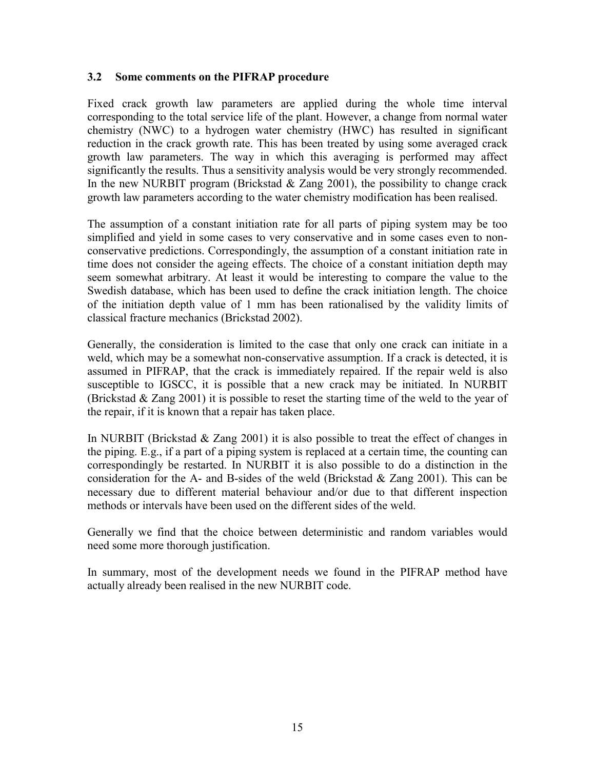### 3.2 Some comments on the PIFRAP procedure

Fixed crack growth law parameters are applied during the whole time interval corresponding to the total service life of the plant. However, a change from normal water chemistry (NWC) to a hydrogen water chemistry (HWC) has resulted in significant reduction in the crack growth rate. This has been treated by using some averaged crack growth law parameters. The way in which this averaging is performed may affect significantly the results. Thus a sensitivity analysis would be very strongly recommended. In the new NURBIT program (Brickstad & Zang 2001), the possibility to change crack growth law parameters according to the water chemistry modification has been realised.

The assumption of a constant initiation rate for all parts of piping system may be too simplified and yield in some cases to very conservative and in some cases even to non-conservative predictions. Correspondingly, the assumption of a constant initiation rate in time does not consider the ageing effects. The choice of a constant initiation depth may seem somewhat arbitrary. At least it would be interesting to compare the value to the Swedish database, which has been used to define the crack initiation length. The choice of the initiation depth value of 1 mm has been rationalised by the validity limits of classical fracture mechanics (Brickstad 2002).

Generally, the consideration is limited to the case that only one crack can initiate in a weld, which may be a somewhat non-conservative assumption. If a crack is detected, it is assumed in PIFRAP, that the crack is immediately repaired. If the repair weld is also susceptible to IGSCC, it is possible that a new crack may be initiated. In NURBIT (Brickstad & Zang 2001) it is possible to reset the starting time of the weld to the year of the repair, if it is known that a repair has taken place.

In NURBIT (Brickstad & Zang 2001) it is also possible to treat the effect of changes in the piping. E.g., if a part of a piping system is replaced at a certain time, the counting can correspondingly be restarted. In NURBIT it is also possible to do a distinction in the consideration for the A- and B-sides of the weld (Brickstad & Zang 2001). This can be necessary due to different material behaviour and/or due to that different inspection methods or intervals have been used on the different sides of the weld.

Generally we find that the choice between deterministic and random variables would need some more thorough justification.

In summary, most of the development needs we found in the PIFRAP method have actually already been realised in the new NURBIT code.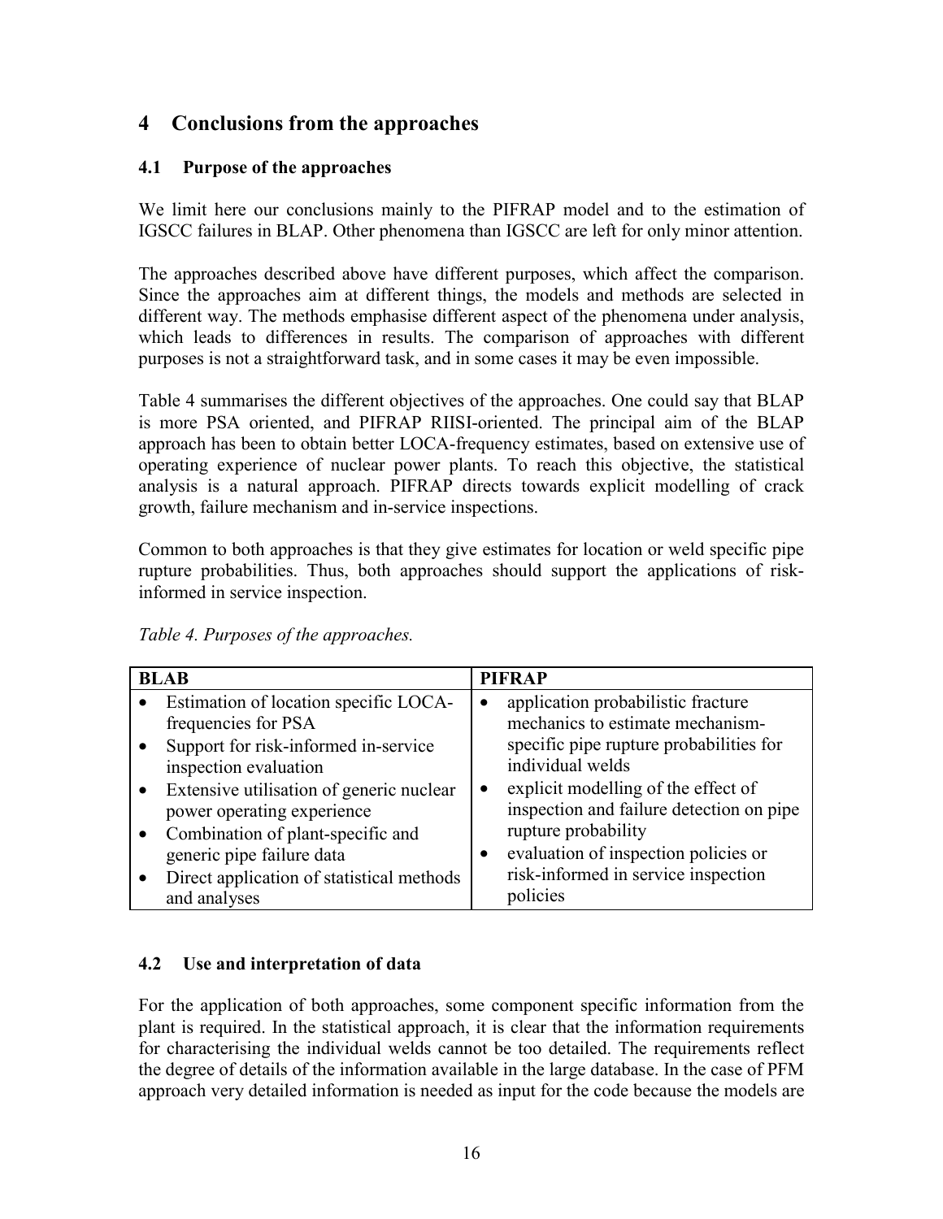# 4 Conclusions from the approaches

## 4.1 Purpose of the approaches

We limit here our conclusions mainly to the PIFRAP model and to the estimation of IGSCC failures in BLAP. Other phenomena than IGSCC are left for only minor attention.

The approaches described above have different purposes, which affect the comparison. Since the approaches aim at different things, the models and methods are selected in different way. The methods emphasise different aspect of the phenomena under analysis, which leads to differences in results. The comparison of approaches with different purposes is not a straightforward task, and in some cases it may be even impossible.

Table 4 summarises the different objectives of the approaches. One could say that BLAP is more PSA oriented, and PIFRAP RIISI-oriented. The principal aim of the BLAP approach has been to obtain better LOCA-frequency estimates, based on extensive use of operating experience of nuclear power plants. To reach this objective, the statistical analysis is a natural approach. PIFRAP directs towards explicit modelling of crack growth, failure mechanism and in-service inspections.

Common to both approaches is that they give estimates for location or weld specific pipe rupture probabilities. Thus, both approaches should support the applications of risk-informed in service inspection.

*Table 4. Purposes of the approaches.*

| BLAB | PIFRAP |
|---|---|
| • Estimation of location specific LOCA-frequencies for PSA<br>• Support for risk-informed in-service inspection evaluation<br>• Extensive utilisation of generic nuclear power operating experience<br>• Combination of plant-specific and generic pipe failure data<br>• Direct application of statistical methods and analyses | • application probabilistic fracture mechanics to estimate mechanism-specific pipe rupture probabilities for individual welds<br>• explicit modelling of the effect of inspection and failure detection on pipe rupture probability<br>• evaluation of inspection policies or risk-informed in service inspection policies |

## 4.2 Use and interpretation of data

For the application of both approaches, some component specific information from the plant is required. In the statistical approach, it is clear that the information requirements for characterising the individual welds cannot be too detailed. The requirements reflect the degree of details of the information available in the large database. In the case of PFM approach very detailed information is needed as input for the code because the models are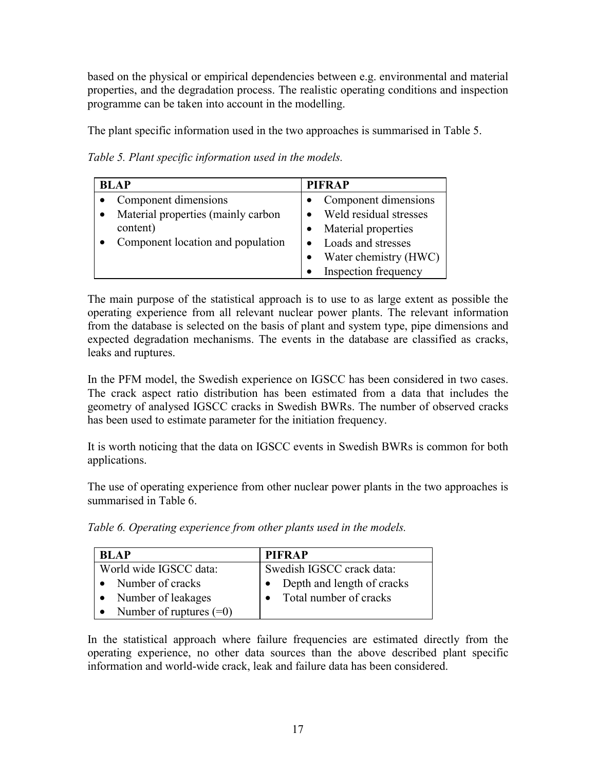based on the physical or empirical dependencies between e.g. environmental and material properties, and the degradation process. The realistic operating conditions and inspection programme can be taken into account in the modelling.

The plant specific information used in the two approaches is summarised in Table 5.

*Table 5. Plant specific information used in the models.*

| BLAP | PIFRAP |
|---|---|
| • Component dimensions<br>• Material properties (mainly carbon content)<br>• Component location and population | • Component dimensions<br>• Weld residual stresses<br>• Material properties<br>• Loads and stresses<br>• Water chemistry (HWC)<br>• Inspection frequency |

The main purpose of the statistical approach is to use to as large extent as possible the operating experience from all relevant nuclear power plants. The relevant information from the database is selected on the basis of plant and system type, pipe dimensions and expected degradation mechanisms. The events in the database are classified as cracks, leaks and ruptures.

In the PFM model, the Swedish experience on IGSCC has been considered in two cases. The crack aspect ratio distribution has been estimated from a data that includes the geometry of analysed IGSCC cracks in Swedish BWRs. The number of observed cracks has been used to estimate parameter for the initiation frequency.

It is worth noticing that the data on IGSCC events in Swedish BWRs is common for both applications.

The use of operating experience from other nuclear power plants in the two approaches is summarised in Table 6.

*Table 6. Operating experience from other plants used in the models.*

| BLAP | PIFRAP |
|---|---|
| World wide IGSCC data:<br>• Number of cracks<br>• Number of leakages<br>• Number of ruptures (=0) | Swedish IGSCC crack data:<br>• Depth and length of cracks<br>• Total number of cracks |

In the statistical approach where failure frequencies are estimated directly from the operating experience, no other data sources than the above described plant specific information and world-wide crack, leak and failure data has been considered.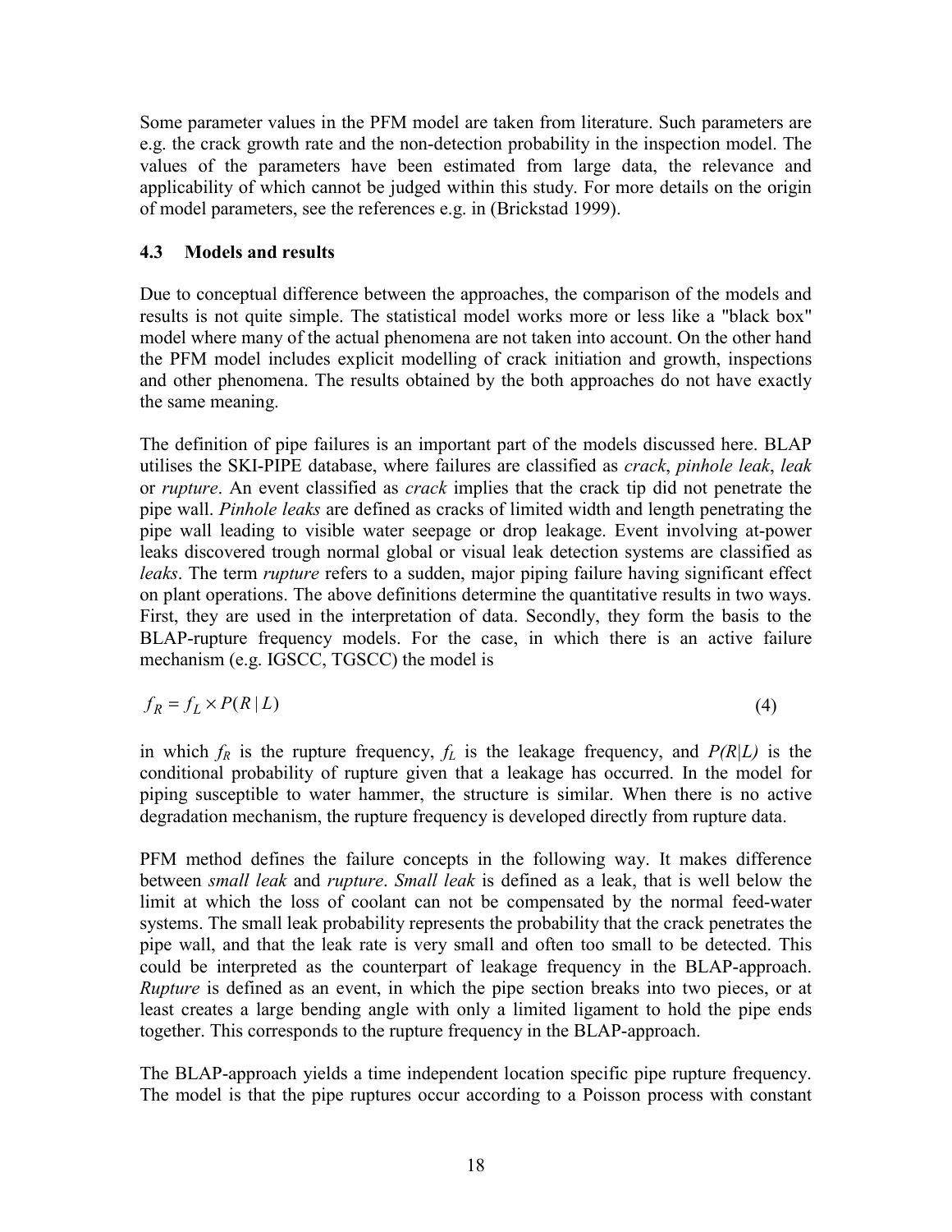Some parameter values in the PFM model are taken from literature. Such parameters are e.g. the crack growth rate and the non-detection probability in the inspection model. The values of the parameters have been estimated from large data, the relevance and applicability of which cannot be judged within this study. For more details on the origin of model parameters, see the references e.g. in (Brickstad 1999).

### 4.3 Models and results

Due to conceptual difference between the approaches, the comparison of the models and results is not quite simple. The statistical model works more or less like a "black box" model where many of the actual phenomena are not taken into account. On the other hand the PFM model includes explicit modelling of crack initiation and growth, inspections and other phenomena. The results obtained by the both approaches do not have exactly the same meaning.

The definition of pipe failures is an important part of the models discussed here. BLAP utilises the SKI-PIPE database, where failures are classified as *crack*, *pinhole leak*, *leak* or *rupture*. An event classified as *crack* implies that the crack tip did not penetrate the pipe wall. *Pinhole leaks* are defined as cracks of limited width and length penetrating the pipe wall leading to visible water seepage or drop leakage. Event involving at-power leaks discovered trough normal global or visual leak detection systems are classified as *leaks*. The term *rupture* refers to a sudden, major piping failure having significant effect on plant operations. The above definitions determine the quantitative results in two ways. First, they are used in the interpretation of data. Secondly, they form the basis to the BLAP-rupture frequency models. For the case, in which there is an active failure mechanism (e.g. IGSCC, TGSCC) the model is

$$f_R = f_L \times P(R \mid L) \tag{4}$$

in which $f_R$ is the rupture frequency, $f_L$ is the leakage frequency, and $P(R|L)$ is the conditional probability of rupture given that a leakage has occurred. In the model for piping susceptible to water hammer, the structure is similar. When there is no active degradation mechanism, the rupture frequency is developed directly from rupture data.

PFM method defines the failure concepts in the following way. It makes difference between *small leak* and *rupture*. *Small leak* is defined as a leak, that is well below the limit at which the loss of coolant can not be compensated by the normal feed-water systems. The small leak probability represents the probability that the crack penetrates the pipe wall, and that the leak rate is very small and often too small to be detected. This could be interpreted as the counterpart of leakage frequency in the BLAP-approach. *Rupture* is defined as an event, in which the pipe section breaks into two pieces, or at least creates a large bending angle with only a limited ligament to hold the pipe ends together. This corresponds to the rupture frequency in the BLAP-approach.

The BLAP-approach yields a time independent location specific pipe rupture frequency. The model is that the pipe ruptures occur according to a Poisson process with constant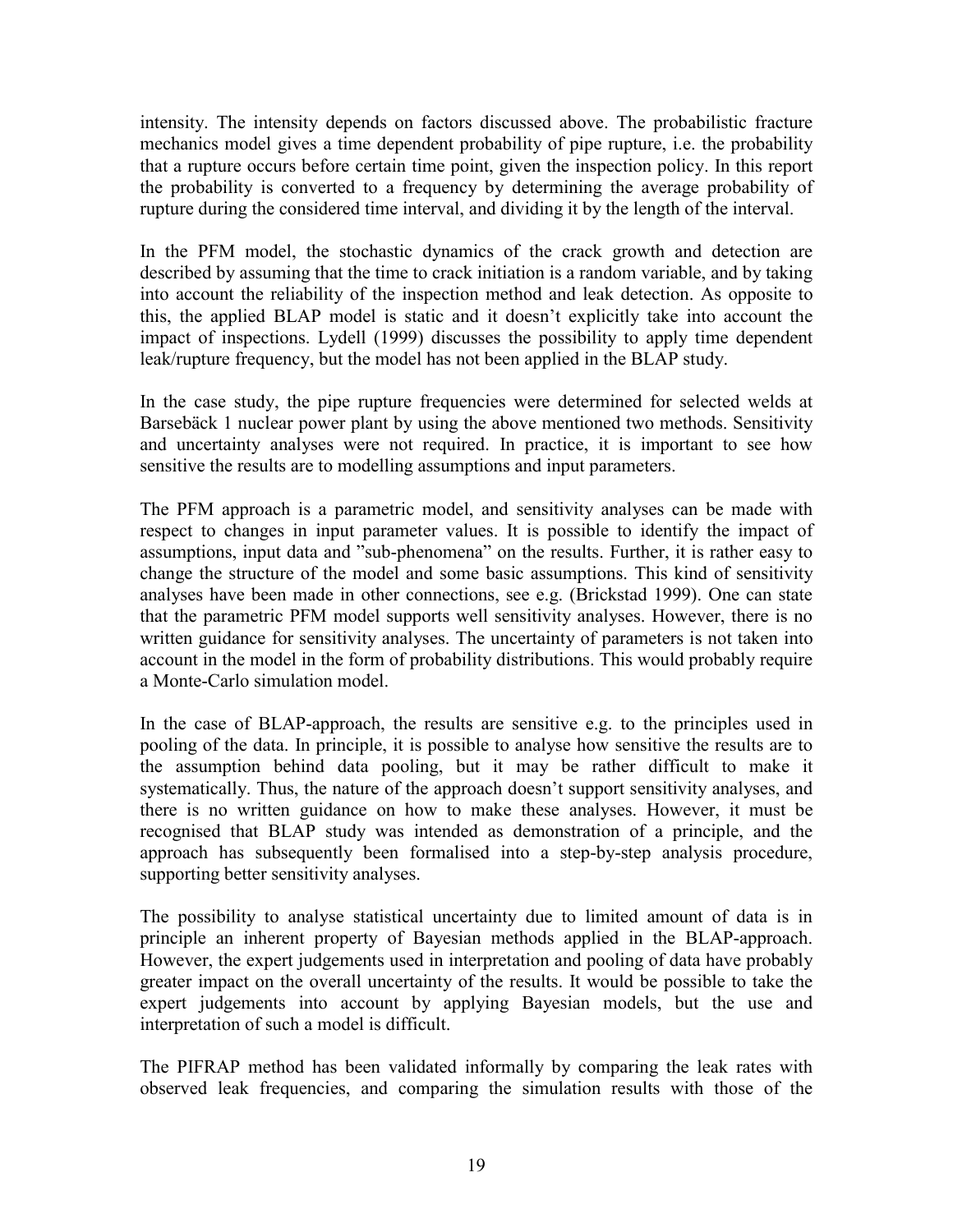intensity. The intensity depends on factors discussed above. The probabilistic fracture mechanics model gives a time dependent probability of pipe rupture, i.e. the probability that a rupture occurs before certain time point, given the inspection policy. In this report the probability is converted to a frequency by determining the average probability of rupture during the considered time interval, and dividing it by the length of the interval.

In the PFM model, the stochastic dynamics of the crack growth and detection are described by assuming that the time to crack initiation is a random variable, and by taking into account the reliability of the inspection method and leak detection. As opposite to this, the applied BLAP model is static and it doesn't explicitly take into account the impact of inspections. Lydell (1999) discusses the possibility to apply time dependent leak/rupture frequency, but the model has not been applied in the BLAP study.

In the case study, the pipe rupture frequencies were determined for selected welds at Barsebäck 1 nuclear power plant by using the above mentioned two methods. Sensitivity and uncertainty analyses were not required. In practice, it is important to see how sensitive the results are to modelling assumptions and input parameters.

The PFM approach is a parametric model, and sensitivity analyses can be made with respect to changes in input parameter values. It is possible to identify the impact of assumptions, input data and "sub-phenomena" on the results. Further, it is rather easy to change the structure of the model and some basic assumptions. This kind of sensitivity analyses have been made in other connections, see e.g. (Brickstad 1999). One can state that the parametric PFM model supports well sensitivity analyses. However, there is no written guidance for sensitivity analyses. The uncertainty of parameters is not taken into account in the model in the form of probability distributions. This would probably require a Monte-Carlo simulation model.

In the case of BLAP-approach, the results are sensitive e.g. to the principles used in pooling of the data. In principle, it is possible to analyse how sensitive the results are to the assumption behind data pooling, but it may be rather difficult to make it systematically. Thus, the nature of the approach doesn't support sensitivity analyses, and there is no written guidance on how to make these analyses. However, it must be recognised that BLAP study was intended as demonstration of a principle, and the approach has subsequently been formalised into a step-by-step analysis procedure, supporting better sensitivity analyses.

The possibility to analyse statistical uncertainty due to limited amount of data is in principle an inherent property of Bayesian methods applied in the BLAP-approach. However, the expert judgements used in interpretation and pooling of data have probably greater impact on the overall uncertainty of the results. It would be possible to take the expert judgements into account by applying Bayesian models, but the use and interpretation of such a model is difficult.

The PIFRAP method has been validated informally by comparing the leak rates with observed leak frequencies, and comparing the simulation results with those of the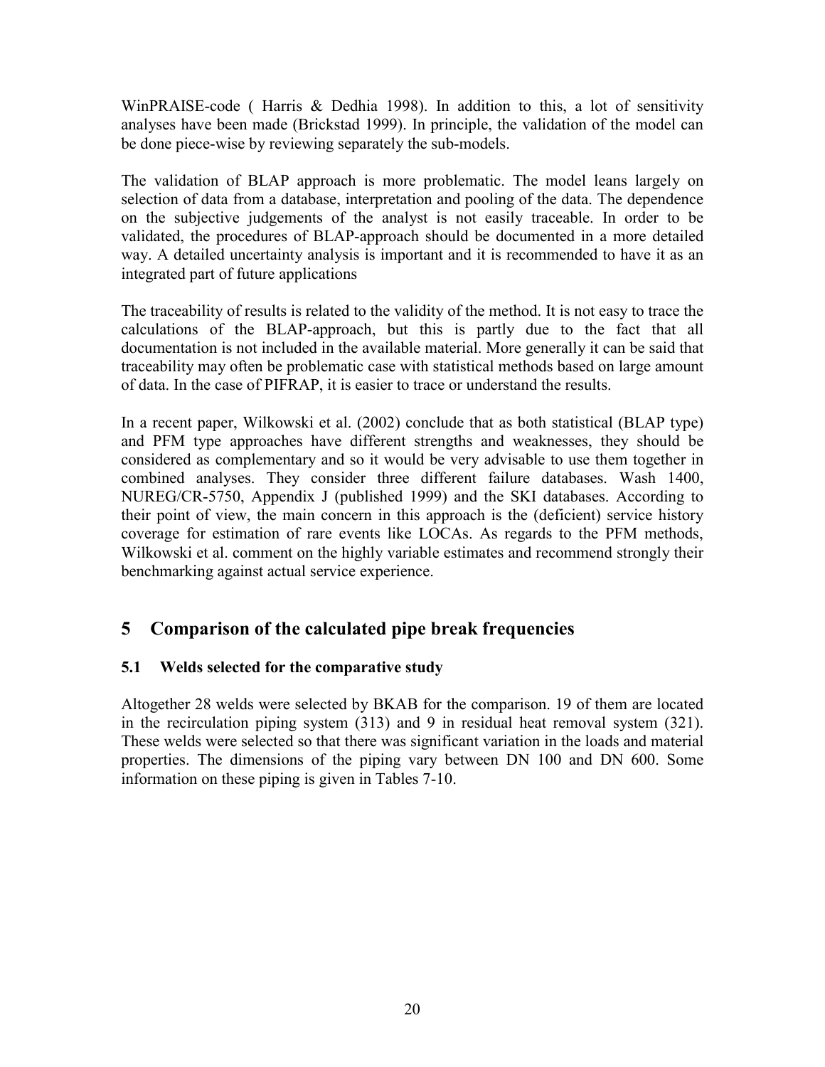WinPRAISE-code ( Harris & Dedhia 1998). In addition to this, a lot of sensitivity analyses have been made (Brickstad 1999). In principle, the validation of the model can be done piece-wise by reviewing separately the sub-models.

The validation of BLAP approach is more problematic. The model leans largely on selection of data from a database, interpretation and pooling of the data. The dependence on the subjective judgements of the analyst is not easily traceable. In order to be validated, the procedures of BLAP-approach should be documented in a more detailed way. A detailed uncertainty analysis is important and it is recommended to have it as an integrated part of future applications

The traceability of results is related to the validity of the method. It is not easy to trace the calculations of the BLAP-approach, but this is partly due to the fact that all documentation is not included in the available material. More generally it can be said that traceability may often be problematic case with statistical methods based on large amount of data. In the case of PIFRAP, it is easier to trace or understand the results.

In a recent paper, Wilkowski et al. (2002) conclude that as both statistical (BLAP type) and PFM type approaches have different strengths and weaknesses, they should be considered as complementary and so it would be very advisable to use them together in combined analyses. They consider three different failure databases. Wash 1400, NUREG/CR-5750, Appendix J (published 1999) and the SKI databases. According to their point of view, the main concern in this approach is the (deficient) service history coverage for estimation of rare events like LOCAs. As regards to the PFM methods, Wilkowski et al. comment on the highly variable estimates and recommend strongly their benchmarking against actual service experience.

# 5 Comparison of the calculated pipe break frequencies

## 5.1 Welds selected for the comparative study

Altogether 28 welds were selected by BKAB for the comparison. 19 of them are located in the recirculation piping system (313) and 9 in residual heat removal system (321). These welds were selected so that there was significant variation in the loads and material properties. The dimensions of the piping vary between DN 100 and DN 600. Some information on these piping is given in Tables 7-10.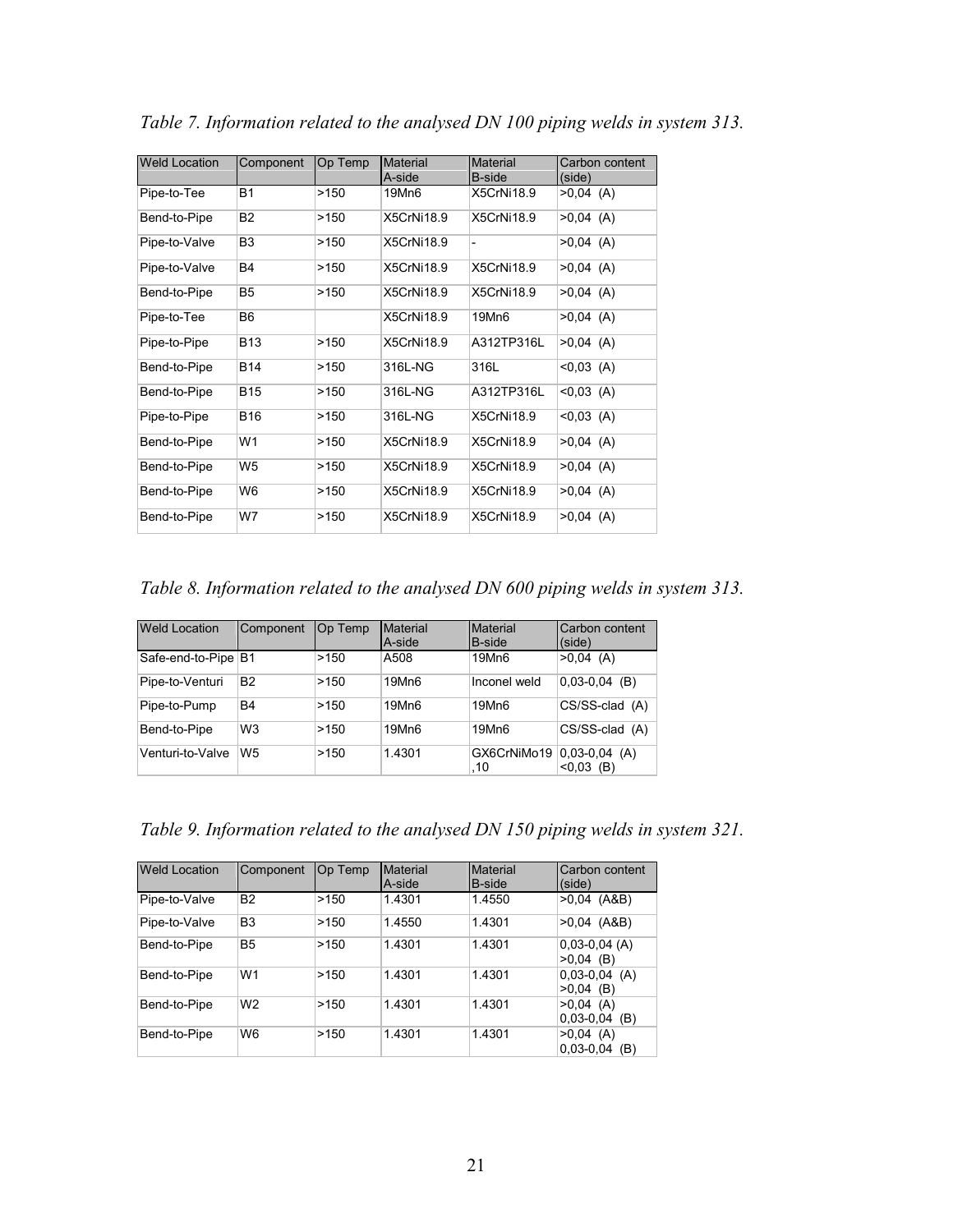*Table 7. Information related to the analysed DN 100 piping welds in system 313.*

| Weld Location | Component | Op Temp | Material A-side | Material B-side | Carbon content (side) |
|---|---|---|---|---|---|
| Pipe-to-Tee | B1 | >150 | 19Mn6 | X5CrNi18.9 | >0,04 (A) |
| Bend-to-Pipe | B2 | >150 | X5CrNi18.9 | X5CrNi18.9 | >0,04 (A) |
| Pipe-to-Valve | B3 | >150 | X5CrNi18.9 | - | >0,04 (A) |
| Pipe-to-Valve | B4 | >150 | X5CrNi18.9 | X5CrNi18.9 | >0,04 (A) |
| Bend-to-Pipe | B5 | >150 | X5CrNi18.9 | X5CrNi18.9 | >0,04 (A) |
| Pipe-to-Tee | B6 | | X5CrNi18.9 | 19Mn6 | >0,04 (A) |
| Pipe-to-Pipe | B13 | >150 | X5CrNi18.9 | A312TP316L | >0,04 (A) |
| Bend-to-Pipe | B14 | >150 | 316L-NG | 316L | <0,03 (A) |
| Bend-to-Pipe | B15 | >150 | 316L-NG | A312TP316L | <0,03 (A) |
| Pipe-to-Pipe | B16 | >150 | 316L-NG | X5CrNi18.9 | <0,03 (A) |
| Bend-to-Pipe | W1 | >150 | X5CrNi18.9 | X5CrNi18.9 | >0,04 (A) |
| Bend-to-Pipe | W5 | >150 | X5CrNi18.9 | X5CrNi18.9 | >0,04 (A) |
| Bend-to-Pipe | W6 | >150 | X5CrNi18.9 | X5CrNi18.9 | >0,04 (A) |
| Bend-to-Pipe | W7 | >150 | X5CrNi18.9 | X5CrNi18.9 | >0,04 (A) |

*Table 8. Information related to the analysed DN 600 piping welds in system 313.*

| Weld Location | Component | Op Temp | Material A-side | Material B-side | Carbon content (side) |
|---|---|---|---|---|---|
| Safe-end-to-Pipe | B1 | >150 | A508 | 19Mn6 | >0,04 (A) |
| Pipe-to-Venturi | B2 | >150 | 19Mn6 | Inconel weld | 0,03-0,04 (B) |
| Pipe-to-Pump | B4 | >150 | 19Mn6 | 19Mn6 | CS/SS-clad (A) |
| Bend-to-Pipe | W3 | >150 | 19Mn6 | 19Mn6 | CS/SS-clad (A) |
| Venturi-to-Valve | W5 | >150 | 1.4301 | GX6CrNiMo19,10 | 0,03-0,04 (A) <0,03 (B) |

*Table 9. Information related to the analysed DN 150 piping welds in system 321.*

| Weld Location | Component | Op Temp | Material A-side | Material B-side | Carbon content (side) |
|---|---|---|---|---|---|
| Pipe-to-Valve | B2 | >150 | 1.4301 | 1.4550 | >0,04 (A&B) |
| Pipe-to-Valve | B3 | >150 | 1.4550 | 1.4301 | >0,04 (A&B) |
| Bend-to-Pipe | B5 | >150 | 1.4301 | 1.4301 | 0,03-0,04 (A) >0,04 (B) |
| Bend-to-Pipe | W1 | >150 | 1.4301 | 1.4301 | 0,03-0,04 (A) >0,04 (B) |
| Bend-to-Pipe | W2 | >150 | 1.4301 | 1.4301 | >0,04 (A) 0,03-0,04 (B) |
| Bend-to-Pipe | W6 | >150 | 1.4301 | 1.4301 | >0,04 (A) 0,03-0,04 (B) |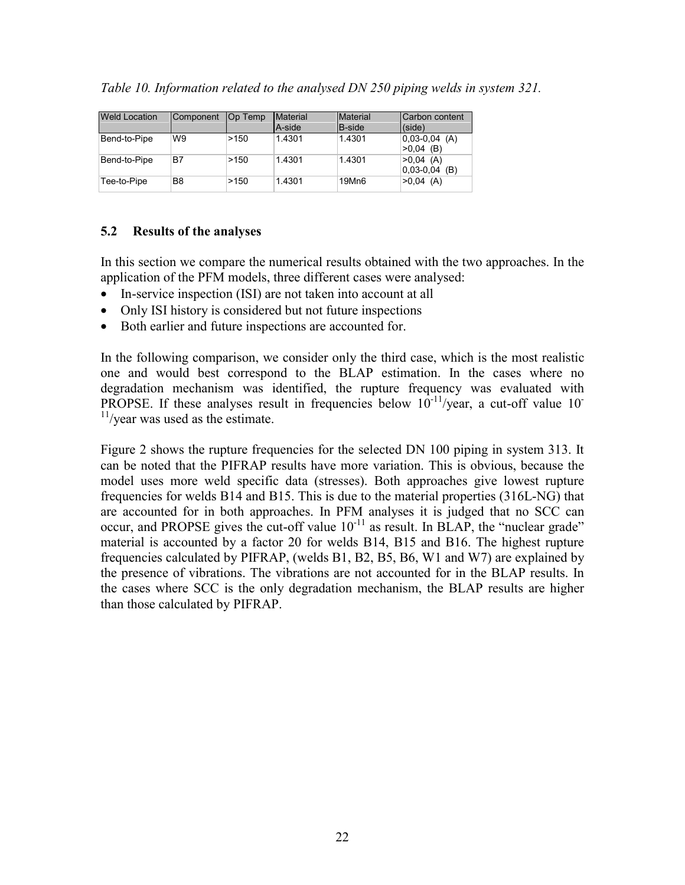*Table 10. Information related to the analysed DN 250 piping welds in system 321.*

| Weld Location | Component | Op Temp | Material A-side | Material B-side | Carbon content (side) |
|---|---|---|---|---|---|
| Bend-to-Pipe | W9 | >150 | 1.4301 | 1.4301 | 0,03-0,04 (A) >0,04 (B) |
| Bend-to-Pipe | B7 | >150 | 1.4301 | 1.4301 | >0,04 (A) 0,03-0,04 (B) |
| Tee-to-Pipe | B8 | >150 | 1.4301 | 19Mn6 | >0,04 (A) |

## 5.2 Results of the analyses

In this section we compare the numerical results obtained with the two approaches. In the application of the PFM models, three different cases were analysed:

- In-service inspection (ISI) are not taken into account at all
- Only ISI history is considered but not future inspections
- Both earlier and future inspections are accounted for.

In the following comparison, we consider only the third case, which is the most realistic one and would best correspond to the BLAP estimation. In the cases where no degradation mechanism was identified, the rupture frequency was evaluated with PROPSE. If these analyses result in frequencies below $10^{-11}$/year, a cut-off value $10^{-11}$/year was used as the estimate.

Figure 2 shows the rupture frequencies for the selected DN 100 piping in system 313. It can be noted that the PIFRAP results have more variation. This is obvious, because the model uses more weld specific data (stresses). Both approaches give lowest rupture frequencies for welds B14 and B15. This is due to the material properties (316L-NG) that are accounted for in both approaches. In PFM analyses it is judged that no SCC can occur, and PROPSE gives the cut-off value $10^{-11}$ as result. In BLAP, the "nuclear grade" material is accounted by a factor 20 for welds B14, B15 and B16. The highest rupture frequencies calculated by PIFRAP, (welds B1, B2, B5, B6, W1 and W7) are explained by the presence of vibrations. The vibrations are not accounted for in the BLAP results. In the cases where SCC is the only degradation mechanism, the BLAP results are higher than those calculated by PIFRAP.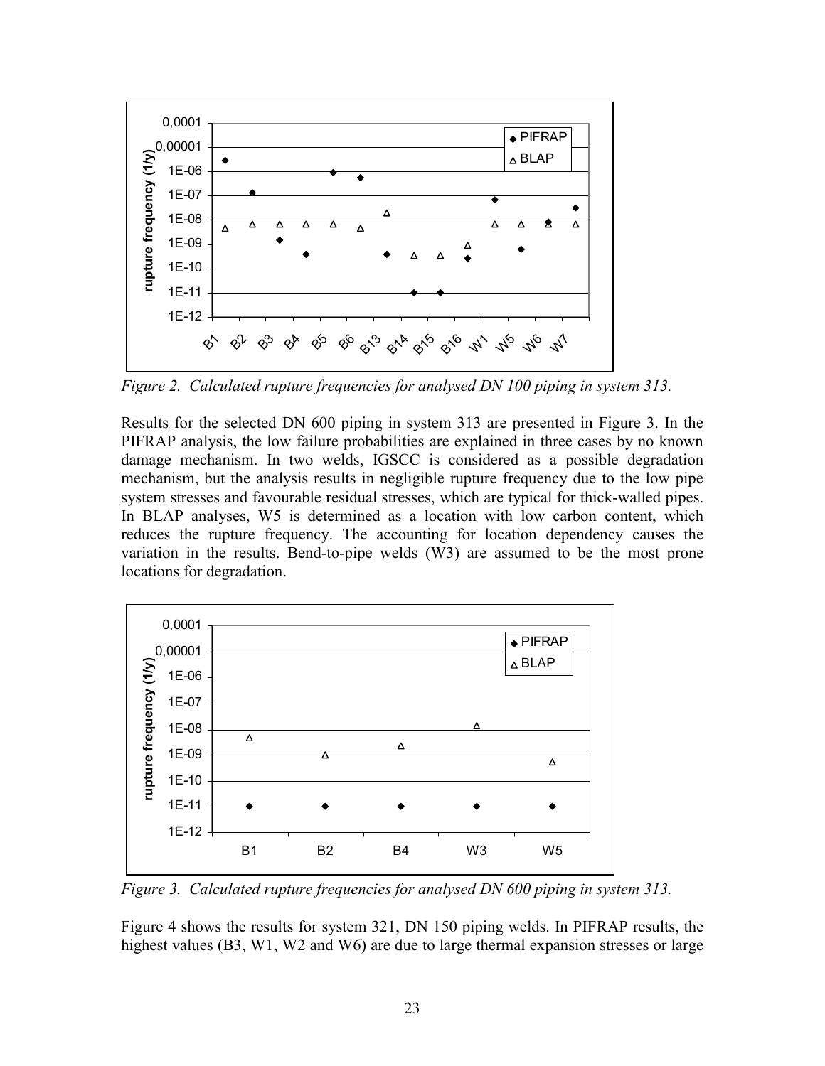*Figure 2. Calculated rupture frequencies for analysed DN 100 piping in system 313.*

Results for the selected DN 600 piping in system 313 are presented in Figure 3. In the PIFRAP analysis, the low failure probabilities are explained in three cases by no known damage mechanism. In two welds, IGSCC is considered as a possible degradation mechanism, but the analysis results in negligible rupture frequency due to the low pipe system stresses and favourable residual stresses, which are typical for thick-walled pipes. In BLAP analyses, W5 is determined as a location with low carbon content, which reduces the rupture frequency. The accounting for location dependency causes the variation in the results. Bend-to-pipe welds (W3) are assumed to be the most prone locations for degradation.

*Figure 3. Calculated rupture frequencies for analysed DN 600 piping in system 313.*

Figure 4 shows the results for system 321, DN 150 piping welds. In PIFRAP results, the highest values (B3, W1, W2 and W6) are due to large thermal expansion stresses or large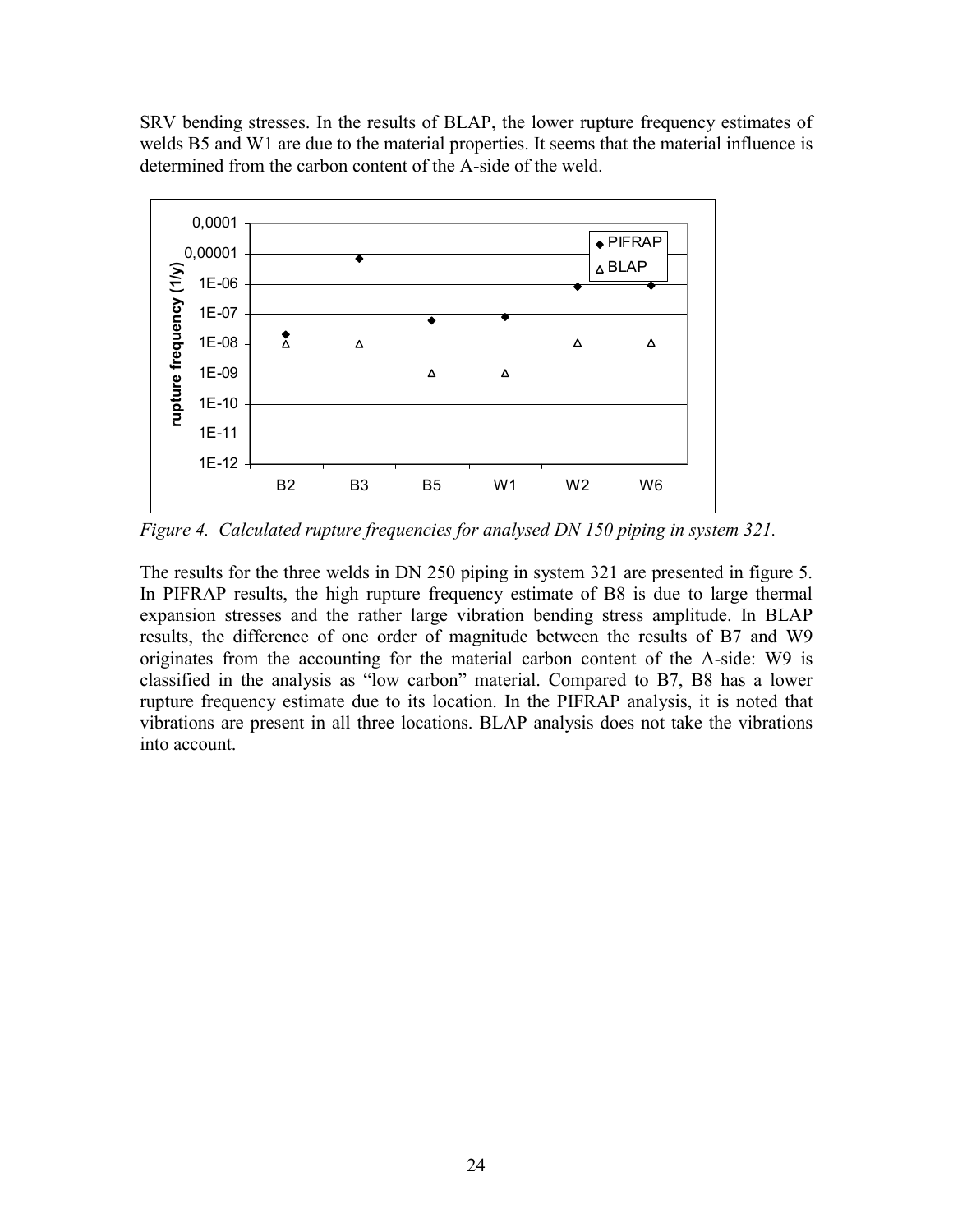SRV bending stresses. In the results of BLAP, the lower rupture frequency estimates of welds B5 and W1 are due to the material properties. It seems that the material influence is determined from the carbon content of the A-side of the weld.

*Figure 4. Calculated rupture frequencies for analysed DN 150 piping in system 321.*

The results for the three welds in DN 250 piping in system 321 are presented in figure 5. In PIFRAP results, the high rupture frequency estimate of B8 is due to large thermal expansion stresses and the rather large vibration bending stress amplitude. In BLAP results, the difference of one order of magnitude between the results of B7 and W9 originates from the accounting for the material carbon content of the A-side: W9 is classified in the analysis as “low carbon” material. Compared to B7, B8 has a lower rupture frequency estimate due to its location. In the PIFRAP analysis, it is noted that vibrations are present in all three locations. BLAP analysis does not take the vibrations into account.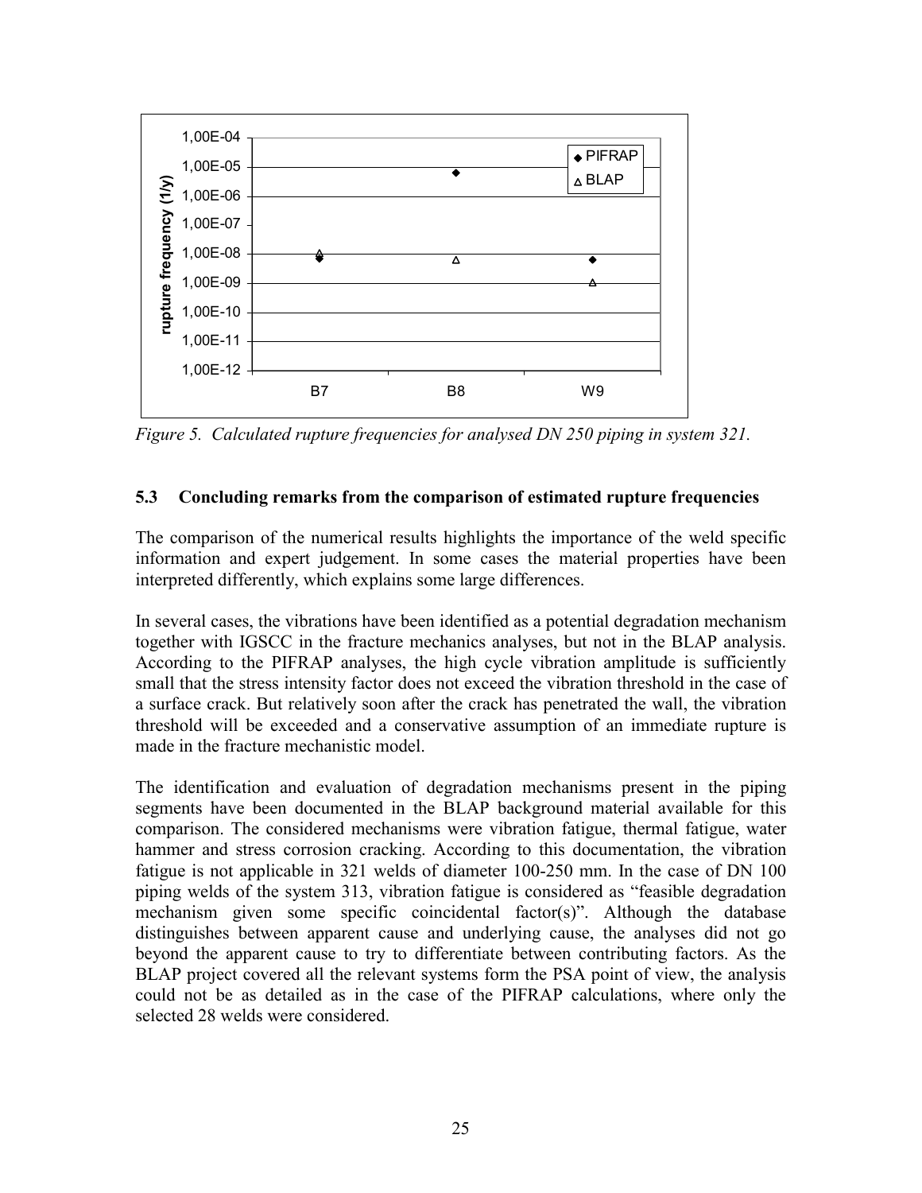*Figure 5. Calculated rupture frequencies for analysed DN 250 piping in system 321.*

### 5.3 Concluding remarks from the comparison of estimated rupture frequencies

The comparison of the numerical results highlights the importance of the weld specific information and expert judgement. In some cases the material properties have been interpreted differently, which explains some large differences.

In several cases, the vibrations have been identified as a potential degradation mechanism together with IGSCC in the fracture mechanics analyses, but not in the BLAP analysis. According to the PIFRAP analyses, the high cycle vibration amplitude is sufficiently small that the stress intensity factor does not exceed the vibration threshold in the case of a surface crack. But relatively soon after the crack has penetrated the wall, the vibration threshold will be exceeded and a conservative assumption of an immediate rupture is made in the fracture mechanistic model.

The identification and evaluation of degradation mechanisms present in the piping segments have been documented in the BLAP background material available for this comparison. The considered mechanisms were vibration fatigue, thermal fatigue, water hammer and stress corrosion cracking. According to this documentation, the vibration fatigue is not applicable in 321 welds of diameter 100-250 mm. In the case of DN 100 piping welds of the system 313, vibration fatigue is considered as "feasible degradation mechanism given some specific coincidental factor(s)". Although the database distinguishes between apparent cause and underlying cause, the analyses did not go beyond the apparent cause to try to differentiate between contributing factors. As the BLAP project covered all the relevant systems form the PSA point of view, the analysis could not be as detailed as in the case of the PIFRAP calculations, where only the selected 28 welds were considered.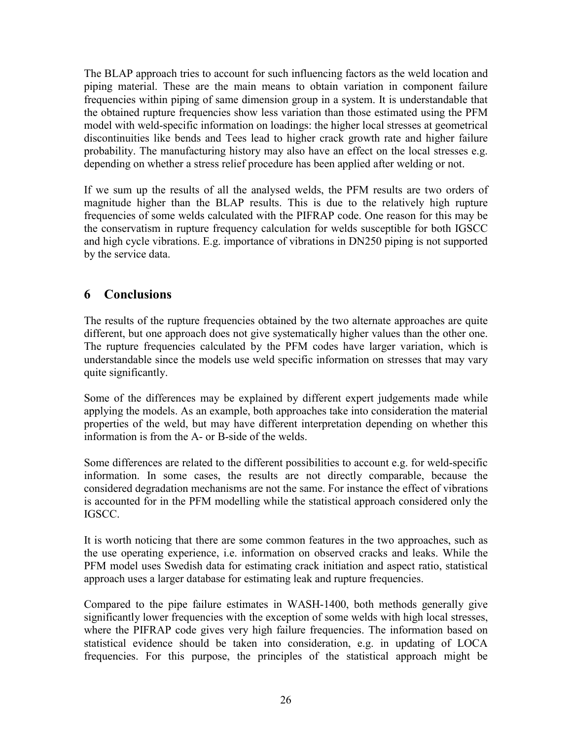The BLAP approach tries to account for such influencing factors as the weld location and piping material. These are the main means to obtain variation in component failure frequencies within piping of same dimension group in a system. It is understandable that the obtained rupture frequencies show less variation than those estimated using the PFM model with weld-specific information on loadings: the higher local stresses at geometrical discontinuities like bends and Tees lead to higher crack growth rate and higher failure probability. The manufacturing history may also have an effect on the local stresses e.g. depending on whether a stress relief procedure has been applied after welding or not.

If we sum up the results of all the analysed welds, the PFM results are two orders of magnitude higher than the BLAP results. This is due to the relatively high rupture frequencies of some welds calculated with the PIFRAP code. One reason for this may be the conservatism in rupture frequency calculation for welds susceptible for both IGSCC and high cycle vibrations. E.g. importance of vibrations in DN250 piping is not supported by the service data.

## 6 Conclusions

The results of the rupture frequencies obtained by the two alternate approaches are quite different, but one approach does not give systematically higher values than the other one. The rupture frequencies calculated by the PFM codes have larger variation, which is understandable since the models use weld specific information on stresses that may vary quite significantly.

Some of the differences may be explained by different expert judgements made while applying the models. As an example, both approaches take into consideration the material properties of the weld, but may have different interpretation depending on whether this information is from the A- or B-side of the welds.

Some differences are related to the different possibilities to account e.g. for weld-specific information. In some cases, the results are not directly comparable, because the considered degradation mechanisms are not the same. For instance the effect of vibrations is accounted for in the PFM modelling while the statistical approach considered only the IGSCC.

It is worth noticing that there are some common features in the two approaches, such as the use operating experience, i.e. information on observed cracks and leaks. While the PFM model uses Swedish data for estimating crack initiation and aspect ratio, statistical approach uses a larger database for estimating leak and rupture frequencies.

Compared to the pipe failure estimates in WASH-1400, both methods generally give significantly lower frequencies with the exception of some welds with high local stresses, where the PIFRAP code gives very high failure frequencies. The information based on statistical evidence should be taken into consideration, e.g. in updating of LOCA frequencies. For this purpose, the principles of the statistical approach might be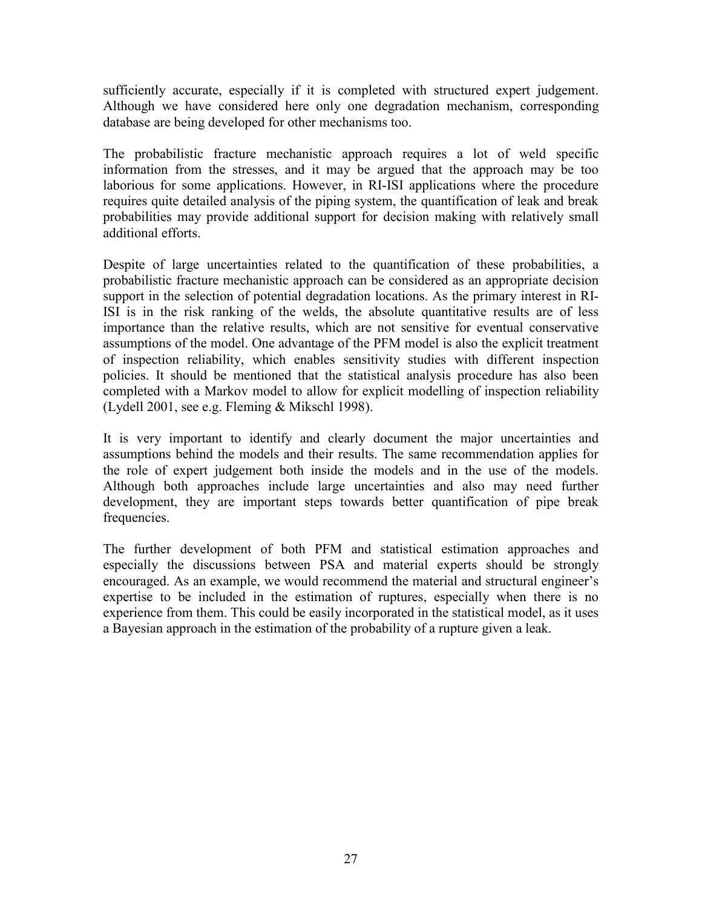sufficiently accurate, especially if it is completed with structured expert judgement. Although we have considered here only one degradation mechanism, corresponding database are being developed for other mechanisms too.

The probabilistic fracture mechanistic approach requires a lot of weld specific information from the stresses, and it may be argued that the approach may be too laborious for some applications. However, in RI-ISI applications where the procedure requires quite detailed analysis of the piping system, the quantification of leak and break probabilities may provide additional support for decision making with relatively small additional efforts.

Despite of large uncertainties related to the quantification of these probabilities, a probabilistic fracture mechanistic approach can be considered as an appropriate decision support in the selection of potential degradation locations. As the primary interest in RI-ISI is in the risk ranking of the welds, the absolute quantitative results are of less importance than the relative results, which are not sensitive for eventual conservative assumptions of the model. One advantage of the PFM model is also the explicit treatment of inspection reliability, which enables sensitivity studies with different inspection policies. It should be mentioned that the statistical analysis procedure has also been completed with a Markov model to allow for explicit modelling of inspection reliability (Lydell 2001, see e.g. Fleming & Mikschl 1998).

It is very important to identify and clearly document the major uncertainties and assumptions behind the models and their results. The same recommendation applies for the role of expert judgement both inside the models and in the use of the models. Although both approaches include large uncertainties and also may need further development, they are important steps towards better quantification of pipe break frequencies.

The further development of both PFM and statistical estimation approaches and especially the discussions between PSA and material experts should be strongly encouraged. As an example, we would recommend the material and structural engineer's expertise to be included in the estimation of ruptures, especially when there is no experience from them. This could be easily incorporated in the statistical model, as it uses a Bayesian approach in the estimation of the probability of a rupture given a leak.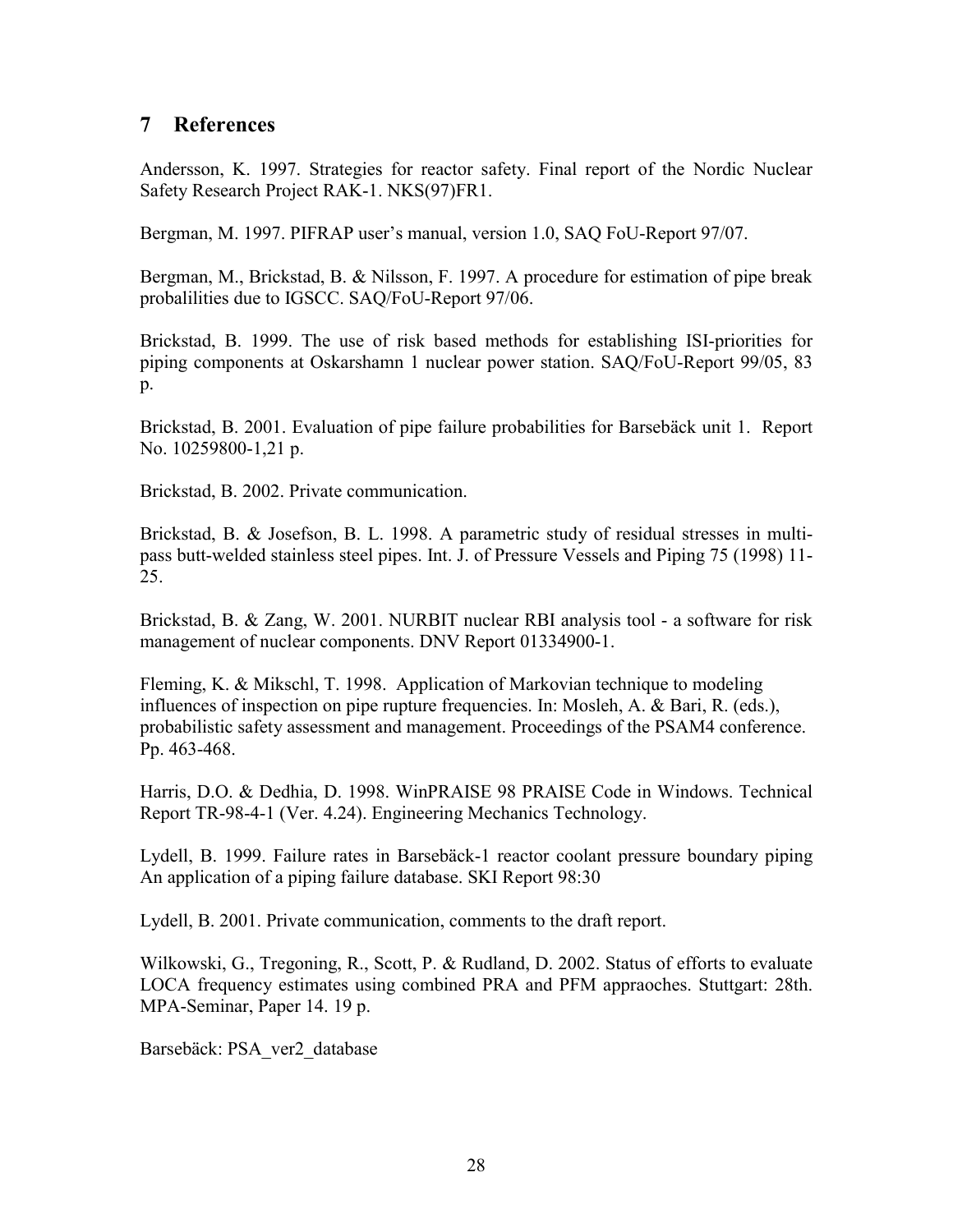## 7 References

Andersson, K. 1997. Strategies for reactor safety. Final report of the Nordic Nuclear Safety Research Project RAK-1. NKS(97)FR1.

Bergman, M. 1997. PIFRAP user's manual, version 1.0, SAQ FoU-Report 97/07.

Bergman, M., Brickstad, B. & Nilsson, F. 1997. A procedure for estimation of pipe break probalilities due to IGSCC. SAQ/FoU-Report 97/06.

Brickstad, B. 1999. The use of risk based methods for establishing ISI-priorities for piping components at Oskarshamn 1 nuclear power station. SAQ/FoU-Report 99/05, 83 p.

Brickstad, B. 2001. Evaluation of pipe failure probabilities for Barsebäck unit 1. Report No. 10259800-1,21 p.

Brickstad, B. 2002. Private communication.

Brickstad, B. & Josefson, B. L. 1998. A parametric study of residual stresses in multi-pass butt-welded stainless steel pipes. Int. J. of Pressure Vessels and Piping 75 (1998) 11-25.

Brickstad, B. & Zang, W. 2001. NURBIT nuclear RBI analysis tool - a software for risk management of nuclear components. DNV Report 01334900-1.

Fleming, K. & Mikschl, T. 1998. Application of Markovian technique to modeling influences of inspection on pipe rupture frequencies. In: Mosleh, A. & Bari, R. (eds.), probabilistic safety assessment and management. Proceedings of the PSAM4 conference. Pp. 463-468.

Harris, D.O. & Dedhia, D. 1998. WinPRAISE 98 PRAISE Code in Windows. Technical Report TR-98-4-1 (Ver. 4.24). Engineering Mechanics Technology.

Lydell, B. 1999. Failure rates in Barsebäck-1 reactor coolant pressure boundary piping An application of a piping failure database. SKI Report 98:30

Lydell, B. 2001. Private communication, comments to the draft report.

Wilkowski, G., Tregoning, R., Scott, P. & Rudland, D. 2002. Status of efforts to evaluate LOCA frequency estimates using combined PRA and PFM appraoches. Stuttgart: 28th. MPA-Seminar, Paper 14. 19 p.

Barsebäck: PSA_ver2_database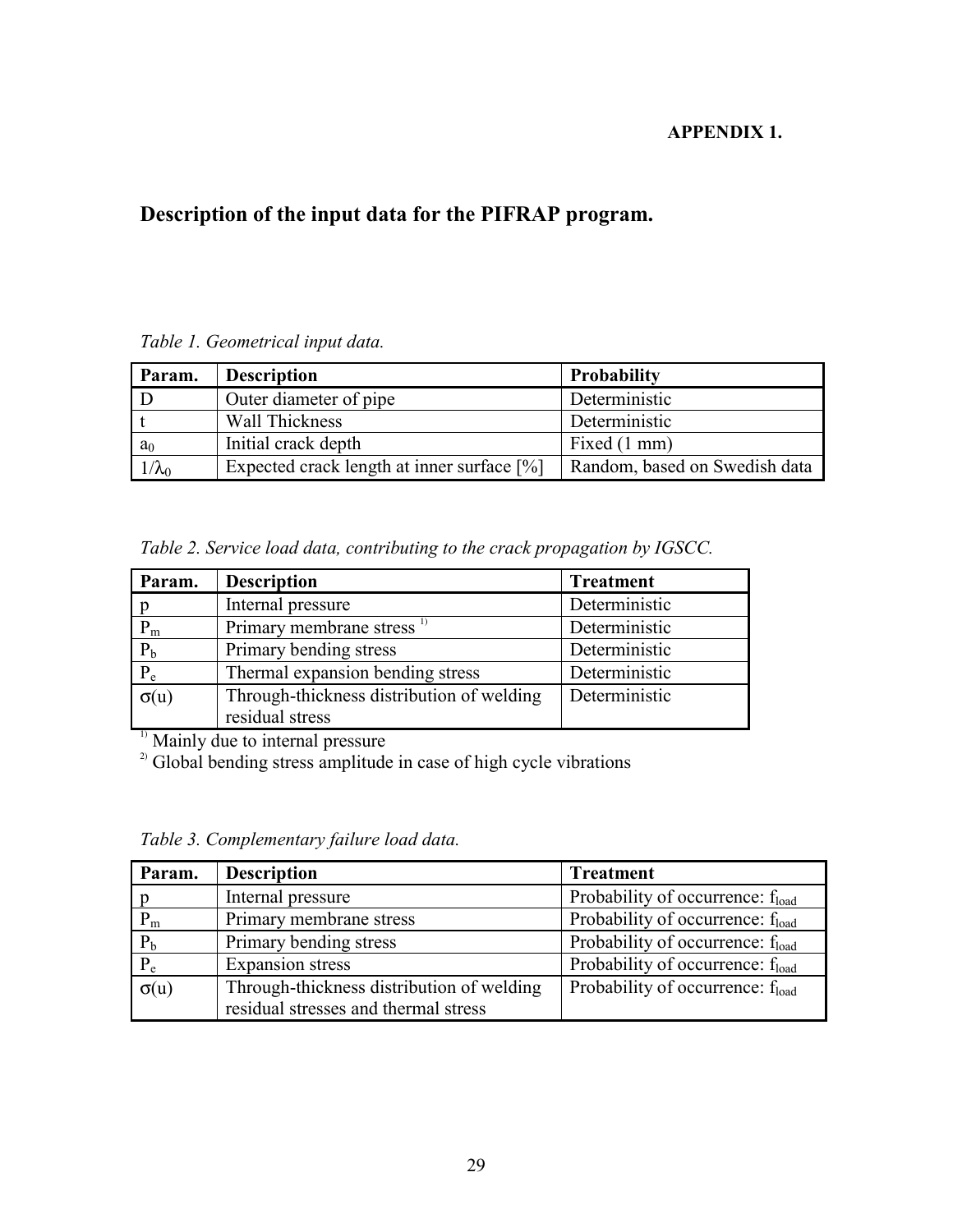**APPENDIX 1.**

# Description of the input data for the PIFRAP program.

*Table 1. Geometrical input data.*

| Param. | Description | Probability |
|---|---|---|
| D | Outer diameter of pipe | Deterministic |
| t | Wall Thickness | Deterministic |
| $a_0$ | Initial crack depth | Fixed (1 mm) |
| $1/\lambda_0$ | Expected crack length at inner surface [%] | Random, based on Swedish data |

*Table 2. Service load data, contributing to the crack propagation by IGSCC.*

| Param. | Description | Treatment |
|---|---|---|
| p | Internal pressure | Deterministic |
| $P_m$ | Primary membrane stress [1)] | Deterministic |
| $P_b$ | Primary bending stress | Deterministic |
| $P_e$ | Thermal expansion bending stress | Deterministic |
| $\sigma(u)$ | Through-thickness distribution of welding residual stress | Deterministic |

[1)] Mainly due to internal pressure

[2)] Global bending stress amplitude in case of high cycle vibrations

*Table 3. Complementary failure load data.*

| Param. | Description | Treatment |
|---|---|---|
| p | Internal pressure | Probability of occurrence: $f_{load}$ |
| $P_m$ | Primary membrane stress | Probability of occurrence: $f_{load}$ |
| $P_b$ | Primary bending stress | Probability of occurrence: $f_{load}$ |
| $P_e$ | Expansion stress | Probability of occurrence: $f_{load}$ |
| $\sigma(u)$ | Through-thickness distribution of welding residual stresses and thermal stress | Probability of occurrence: $f_{load}$ |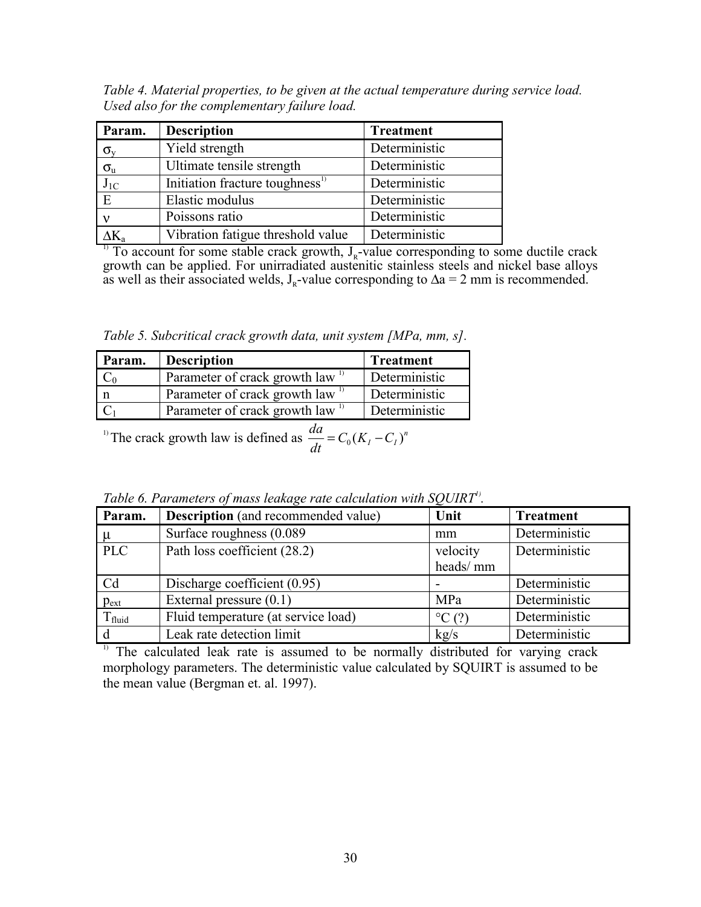*Table 4. Material properties, to be given at the actual temperature during service load. Used also for the complementary failure load.*

| Param. | Description | Treatment |
|---|---|---|
| $\sigma_y$ | Yield strength | Deterministic |
| $\sigma_u$ | Ultimate tensile strength | Deterministic |
| $J_{1C}$ | Initiation fracture toughness[1)] | Deterministic |
| E | Elastic modulus | Deterministic |
| $\nu$ | Poissons ratio | Deterministic |
| $\Delta K_a$ | Vibration fatigue threshold value | Deterministic |

[1)] To account for some stable crack growth, $J_R$-value corresponding to some ductile crack growth can be applied. For unirradiated austenitic stainless steels and nickel base alloys as well as their associated welds, $J_R$-value corresponding to $\Delta a = 2$ mm is recommended.

*Table 5. Subcritical crack growth data, unit system [MPa, mm, s].*

| Param. | Description | Treatment |
|---|---|---|
| $C_0$ | Parameter of crack growth law [1)] | Deterministic |
| n | Parameter of crack growth law [1)] | Deterministic |
| $C_1$ | Parameter of crack growth law [1)] | Deterministic |

[1)] The crack growth law is defined as $\frac{da}{dt} = C_0 (K_I - C_I)^n$

*Table 6. Parameters of mass leakage rate calculation with SQUIRT[1)].*

| Param. | **Description** (and recommended value) | Unit | Treatment |
|---|---|---|---|
| $\mu$ | Surface roughness (0.089 | mm | Deterministic |
| PLC | Path loss coefficient (28.2) | velocity heads/ mm | Deterministic |
| Cd | Discharge coefficient (0.95) | - | Deterministic |
| $p_{ext}$ | External pressure (0.1) | MPa | Deterministic |
| $T_{fluid}$ | Fluid temperature (at service load) | °C (?) | Deterministic |
| d | Leak rate detection limit | kg/s | Deterministic |

[1)] The calculated leak rate is assumed to be normally distributed for varying crack morphology parameters. The deterministic value calculated by SQUIRT is assumed to be the mean value (Bergman et. al. 1997).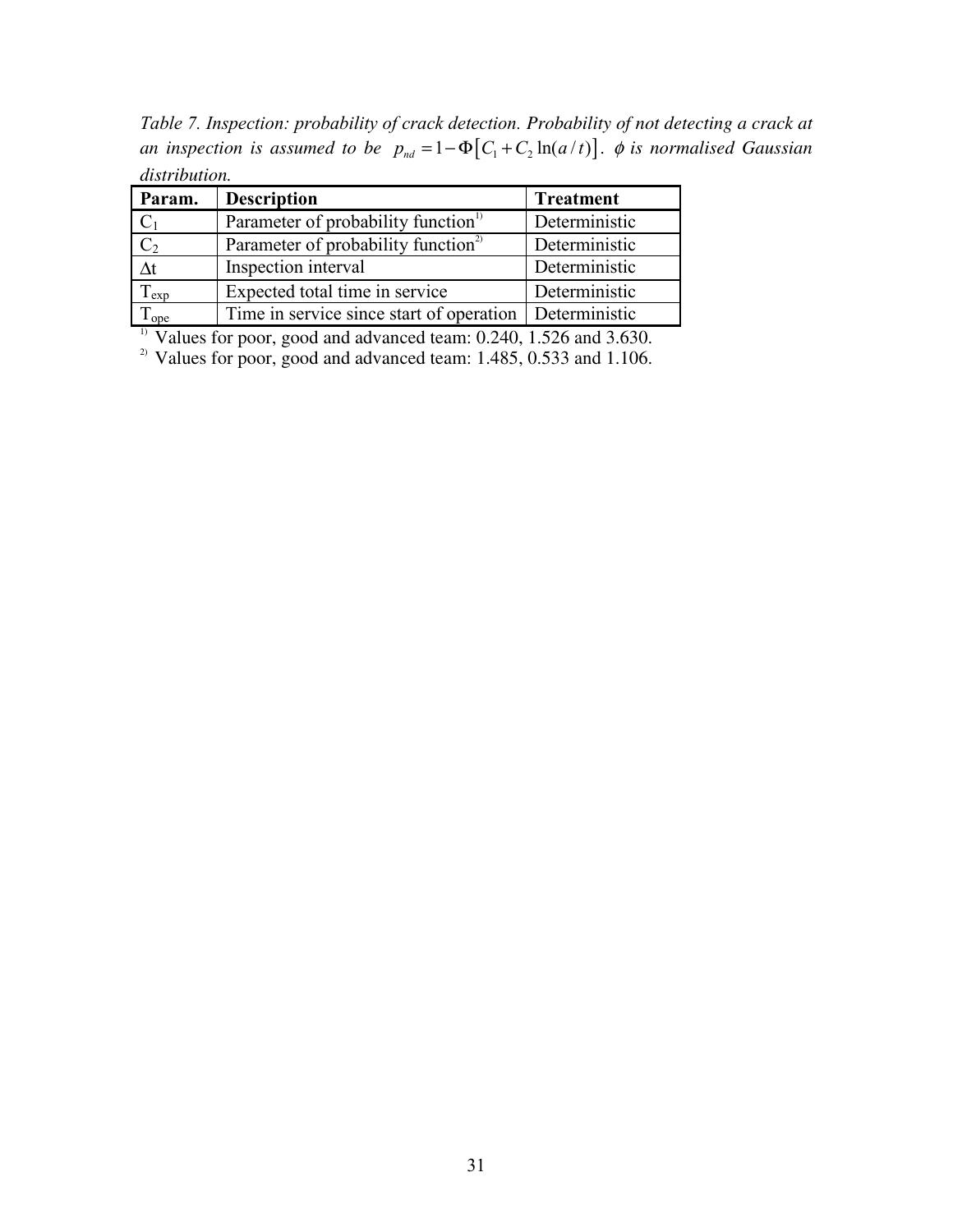*Table 7. Inspection: probability of crack detection. Probability of not detecting a crack at an inspection is assumed to be $p_{nd} = 1 - \Phi\left[C_1 + C_2 \ln(a/t)\right]$. $\phi$ is normalised Gaussian distribution.*

| Param. | Description | Treatment |
|---|---|---|
| $C_1$ | Parameter of probability function[1)] | Deterministic |
| $C_2$ | Parameter of probability function[2)] | Deterministic |
| $\Delta t$ | Inspection interval | Deterministic |
| $T_{exp}$ | Expected total time in service | Deterministic |
| $T_{ope}$ | Time in service since start of operation | Deterministic |

[1)] Values for poor, good and advanced team: 0.240, 1.526 and 3.630.

[2)] Values for poor, good and advanced team: 1.485, 0.533 and 1.106.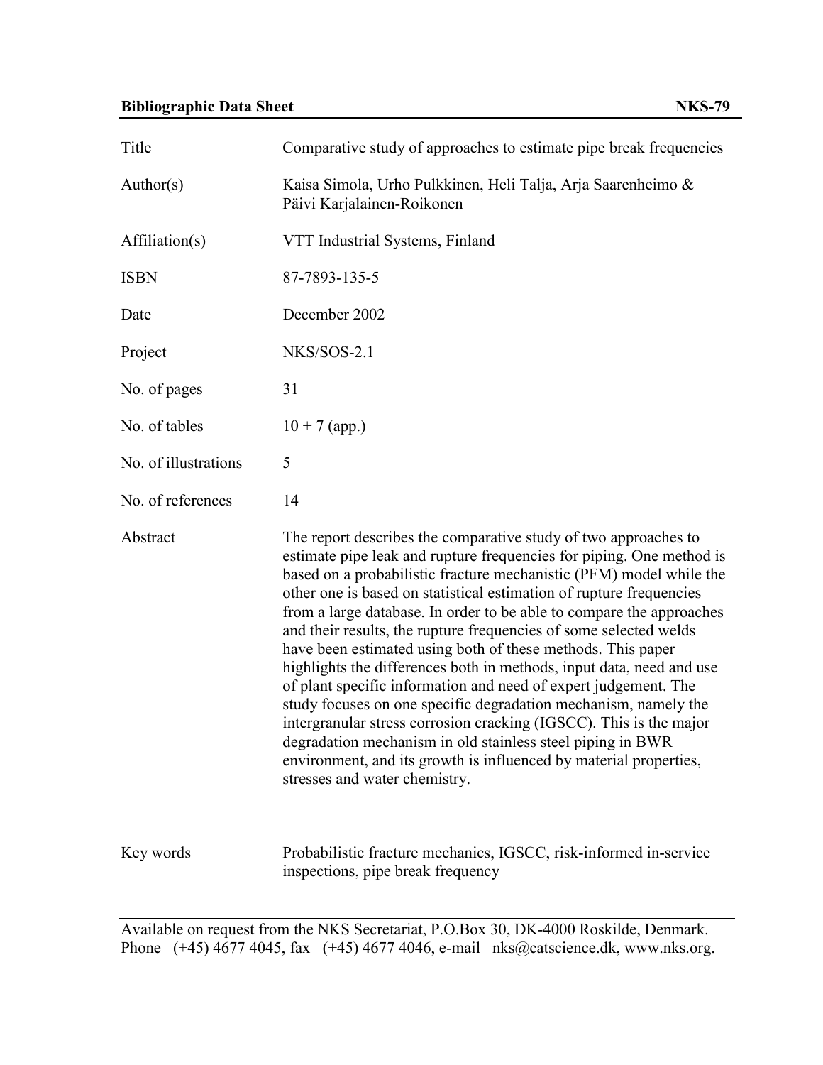**Bibliographic Data Sheet** **NKS-79**

| | |
|---|---|
| Title | Comparative study of approaches to estimate pipe break frequencies |
| Author(s) | Kaisa Simola, Urho Pulkkinen, Heli Talja, Arja Saarenheimo & Päivi Karjalainen-Roikonen |
| Affiliation(s) | VTT Industrial Systems, Finland |
| ISBN | 87-7893-135-5 |
| Date | December 2002 |
| Project | NKS/SOS-2.1 |
| No. of pages | 31 |
| No. of tables | 10 + 7 (app.) |
| No. of illustrations | 5 |
| No. of references | 14 |
| Abstract | The report describes the comparative study of two approaches to estimate pipe leak and rupture frequencies for piping. One method is based on a probabilistic fracture mechanistic (PFM) model while the other one is based on statistical estimation of rupture frequencies from a large database. In order to be able to compare the approaches and their results, the rupture frequencies of some selected welds have been estimated using both of these methods. This paper highlights the differences both in methods, input data, need and use of plant specific information and need of expert judgement. The study focuses on one specific degradation mechanism, namely the intergranular stress corrosion cracking (IGSCC). This is the major degradation mechanism in old stainless steel piping in BWR environment, and its growth is influenced by material properties, stresses and water chemistry. |
| Key words | Probabilistic fracture mechanics, IGSCC, risk-informed in-service inspections, pipe break frequency |

Available on request from the NKS Secretariat, P.O.Box 30, DK-4000 Roskilde, Denmark.
Phone (+45) 4677 4045, fax (+45) 4677 4046, e-mail nks@catscience.dk, www.nks.org.